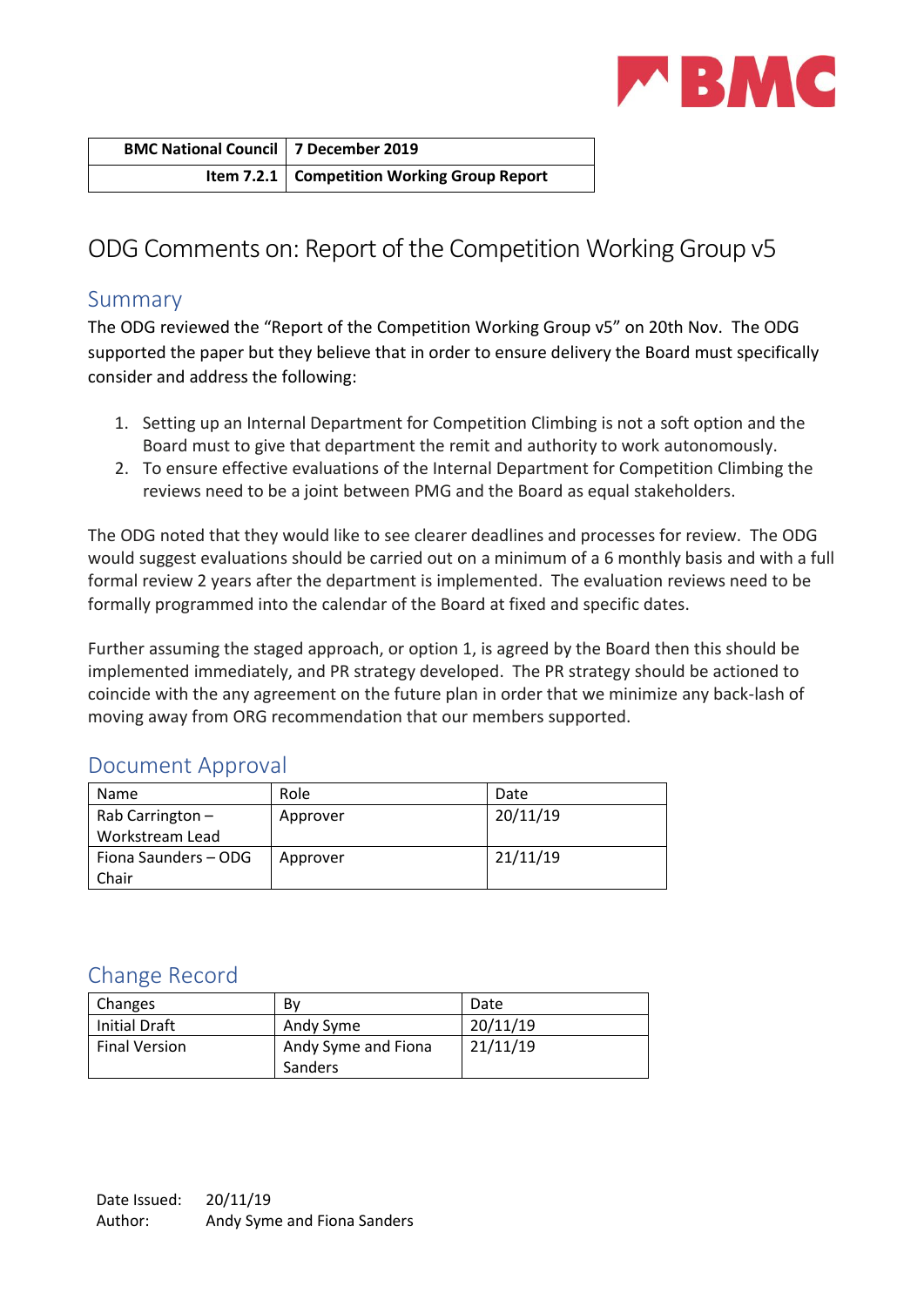| BMC National Council | 7 December 2019 |
|---|---|
| Item 7.2.1 | Competition Working Group Report |

# ODG Comments on: Report of the Competition Working Group v5

## Summary

The ODG reviewed the "Report of the Competition Working Group v5" on 20th Nov. The ODG supported the paper but they believe that in order to ensure delivery the Board must specifically consider and address the following:

1. Setting up an Internal Department for Competition Climbing is not a soft option and the Board must to give that department the remit and authority to work autonomously.
2. To ensure effective evaluations of the Internal Department for Competition Climbing the reviews need to be a joint between PMG and the Board as equal stakeholders.

The ODG noted that they would like to see clearer deadlines and processes for review. The ODG would suggest evaluations should be carried out on a minimum of a 6 monthly basis and with a full formal review 2 years after the department is implemented. The evaluation reviews need to be formally programmed into the calendar of the Board at fixed and specific dates.

Further assuming the staged approach, or option 1, is agreed by the Board then this should be implemented immediately, and PR strategy developed. The PR strategy should be actioned to coincide with the any agreement on the future plan in order that we minimize any back-lash of moving away from ORG recommendation that our members supported.

## Document Approval

| Name | Role | Date |
|---|---|---|
| Rab Carrington – Workstream Lead | Approver | 20/11/19 |
| Fiona Saunders – ODG Chair | Approver | 21/11/19 |

## Change Record

| Changes | By | Date |
|---|---|---|
| Initial Draft | Andy Syme | 20/11/19 |
| Final Version | Andy Syme and Fiona Sanders | 21/11/19 |

Date Issued: 20/11/19
Author: Andy Syme and Fiona Sanders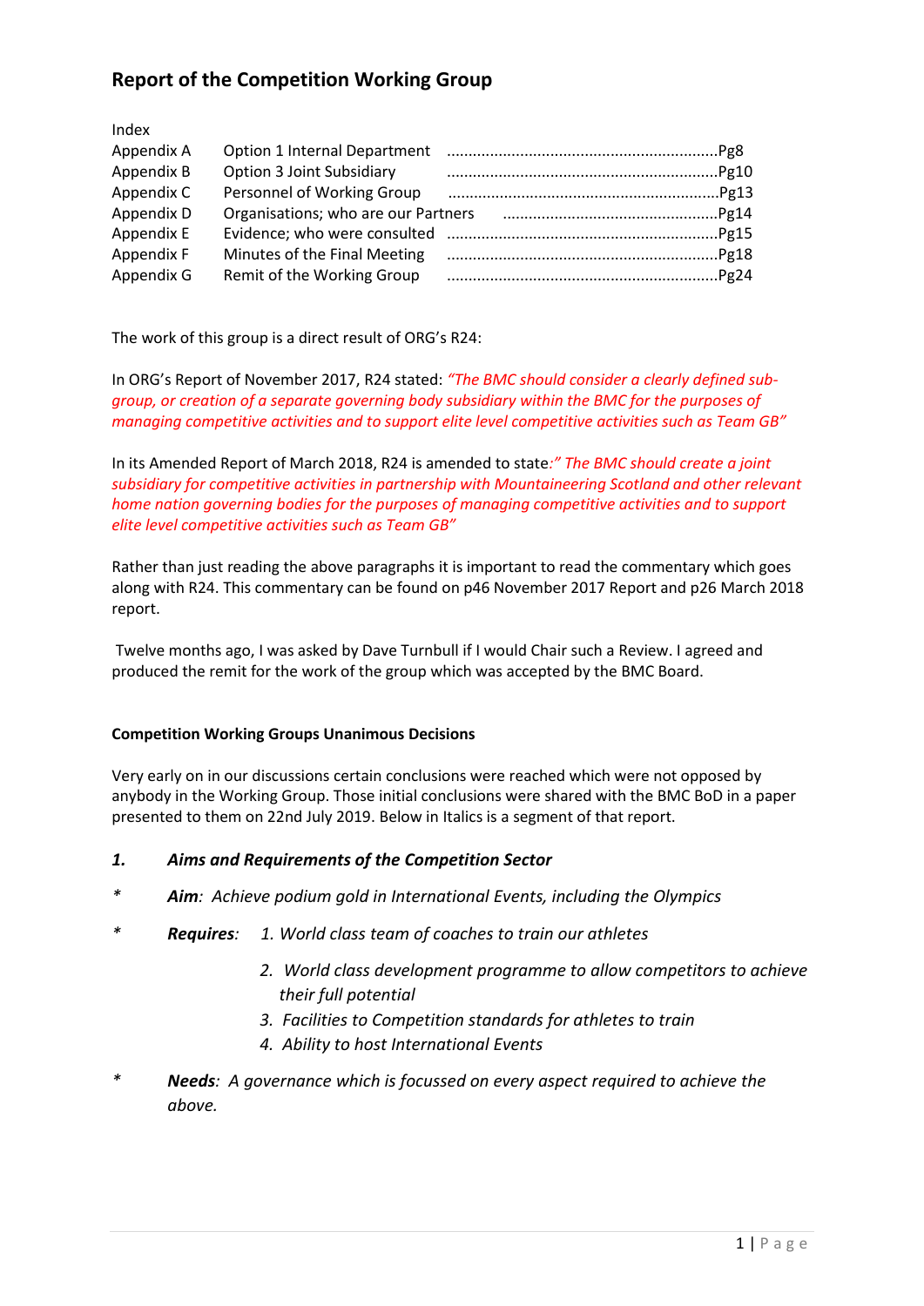# Report of the Competition Working Group

Index

| | | |
|---|---|---|
| Appendix A | Option 1 Internal Department | Pg8 |
| Appendix B | Option 3 Joint Subsidiary | Pg10 |
| Appendix C | Personnel of Working Group | Pg13 |
| Appendix D | Organisations; who are our Partners | Pg14 |
| Appendix E | Evidence; who were consulted | Pg15 |
| Appendix F | Minutes of the Final Meeting | Pg18 |
| Appendix G | Remit of the Working Group | Pg24 |

The work of this group is a direct result of ORG's R24:

In ORG's Report of November 2017, R24 stated: *"The BMC should consider a clearly defined sub-group, or creation of a separate governing body subsidiary within the BMC for the purposes of managing competitive activities and to support elite level competitive activities such as Team GB"*

In its Amended Report of March 2018, R24 is amended to state*:" The BMC should create a joint subsidiary for competitive activities in partnership with Mountaineering Scotland and other relevant home nation governing bodies for the purposes of managing competitive activities and to support elite level competitive activities such as Team GB"*

Rather than just reading the above paragraphs it is important to read the commentary which goes along with R24. This commentary can be found on p46 November 2017 Report and p26 March 2018 report.

Twelve months ago, I was asked by Dave Turnbull if I would Chair such a Review. I agreed and produced the remit for the work of the group which was accepted by the BMC Board.

**Competition Working Groups Unanimous Decisions**

Very early on in our discussions certain conclusions were reached which were not opposed by anybody in the Working Group. Those initial conclusions were shared with the BMC BoD in a paper presented to them on 22nd July 2019. Below in Italics is a segment of that report.

***1. Aims and Requirements of the Competition Sector***

\* ***Aim**: Achieve podium gold in International Events, including the Olympics*

\* ***Requires**: 1. World class team of coaches to train our athletes*

*2. World class development programme to allow competitors to achieve their full potential*

*3. Facilities to Competition standards for athletes to train*

*4. Ability to host International Events*

\* ***Needs**: A governance which is focussed on every aspect required to achieve the above.*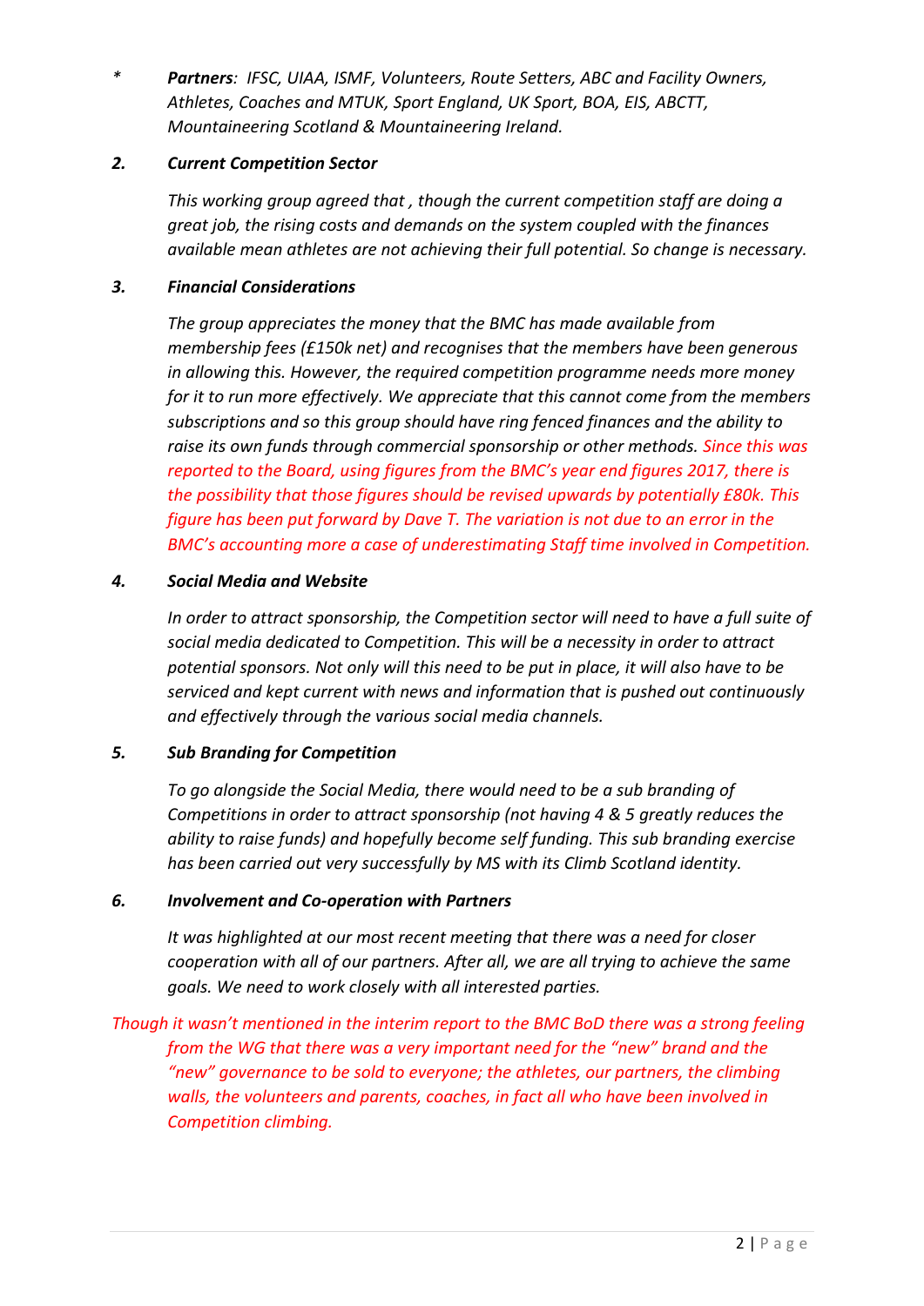\*	***Partners**: IFSC, UIAA, ISMF, Volunteers, Route Setters, ABC and Facility Owners, Athletes, Coaches and MTUK, Sport England, UK Sport, BOA, EIS, ABCTT, Mountaineering Scotland & Mountaineering Ireland.*

***2. Current Competition Sector***

*This working group agreed that , though the current competition staff are doing a great job, the rising costs and demands on the system coupled with the finances available mean athletes are not achieving their full potential. So change is necessary.*

***3. Financial Considerations***

*The group appreciates the money that the BMC has made available from membership fees (£150k net) and recognises that the members have been generous in allowing this. However, the required competition programme needs more money for it to run more effectively. We appreciate that this cannot come from the members subscriptions and so this group should have ring fenced finances and the ability to raise its own funds through commercial sponsorship or other methods. Since this was reported to the Board, using figures from the BMC's year end figures 2017, there is the possibility that those figures should be revised upwards by potentially £80k. This figure has been put forward by Dave T. The variation is not due to an error in the BMC's accounting more a case of underestimating Staff time involved in Competition.*

***4. Social Media and Website***

*In order to attract sponsorship, the Competition sector will need to have a full suite of social media dedicated to Competition. This will be a necessity in order to attract potential sponsors. Not only will this need to be put in place, it will also have to be serviced and kept current with news and information that is pushed out continuously and effectively through the various social media channels.*

***5. Sub Branding for Competition***

*To go alongside the Social Media, there would need to be a sub branding of Competitions in order to attract sponsorship (not having 4 & 5 greatly reduces the ability to raise funds) and hopefully become self funding. This sub branding exercise has been carried out very successfully by MS with its Climb Scotland identity.*

***6. Involvement and Co-operation with Partners***

*It was highlighted at our most recent meeting that there was a need for closer cooperation with all of our partners. After all, we are all trying to achieve the same goals. We need to work closely with all interested parties.*

*Though it wasn't mentioned in the interim report to the BMC BoD there was a strong feeling from the WG that there was a very important need for the "new" brand and the "new" governance to be sold to everyone; the athletes, our partners, the climbing walls, the volunteers and parents, coaches, in fact all who have been involved in Competition climbing.*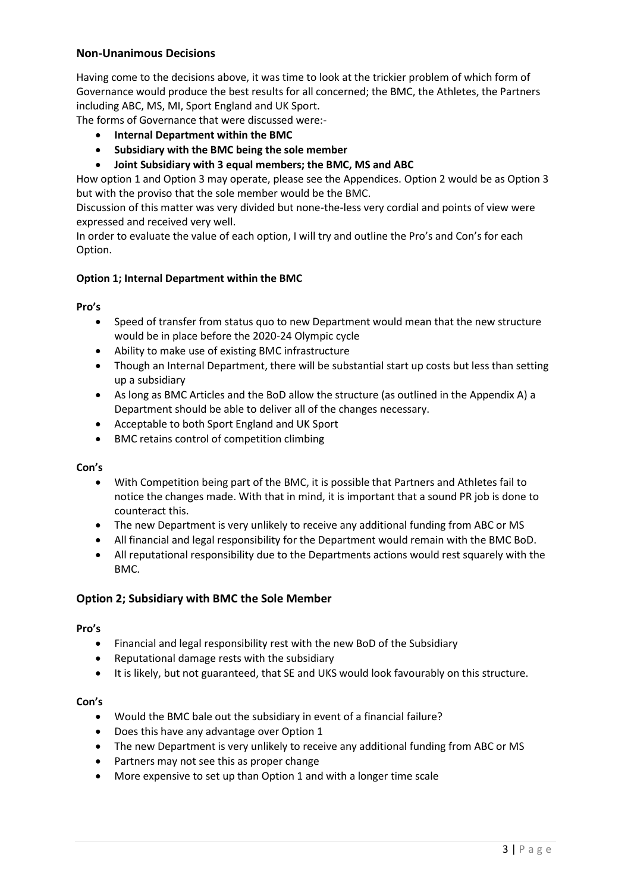## Non-Unanimous Decisions

Having come to the decisions above, it was time to look at the trickier problem of which form of Governance would produce the best results for all concerned; the BMC, the Athletes, the Partners including ABC, MS, MI, Sport England and UK Sport.

The forms of Governance that were discussed were:-

- **Internal Department within the BMC**
- **Subsidiary with the BMC being the sole member**
- **Joint Subsidiary with 3 equal members; the BMC, MS and ABC**

How option 1 and Option 3 may operate, please see the Appendices. Option 2 would be as Option 3 but with the proviso that the sole member would be the BMC.

Discussion of this matter was very divided but none-the-less very cordial and points of view were expressed and received very well.

In order to evaluate the value of each option, I will try and outline the Pro's and Con's for each Option.

**Option 1; Internal Department within the BMC**

**Pro's**

- Speed of transfer from status quo to new Department would mean that the new structure would be in place before the 2020-24 Olympic cycle
- Ability to make use of existing BMC infrastructure
- Though an Internal Department, there will be substantial start up costs but less than setting up a subsidiary
- As long as BMC Articles and the BoD allow the structure (as outlined in the Appendix A) a Department should be able to deliver all of the changes necessary.
- Acceptable to both Sport England and UK Sport
- BMC retains control of competition climbing

**Con's**

- With Competition being part of the BMC, it is possible that Partners and Athletes fail to notice the changes made. With that in mind, it is important that a sound PR job is done to counteract this.
- The new Department is very unlikely to receive any additional funding from ABC or MS
- All financial and legal responsibility for the Department would remain with the BMC BoD.
- All reputational responsibility due to the Departments actions would rest squarely with the BMC.

## Option 2; Subsidiary with BMC the Sole Member

**Pro's**

- Financial and legal responsibility rest with the new BoD of the Subsidiary
- Reputational damage rests with the subsidiary
- It is likely, but not guaranteed, that SE and UKS would look favourably on this structure.

**Con's**

- Would the BMC bale out the subsidiary in event of a financial failure?
- Does this have any advantage over Option 1
- The new Department is very unlikely to receive any additional funding from ABC or MS
- Partners may not see this as proper change
- More expensive to set up than Option 1 and with a longer time scale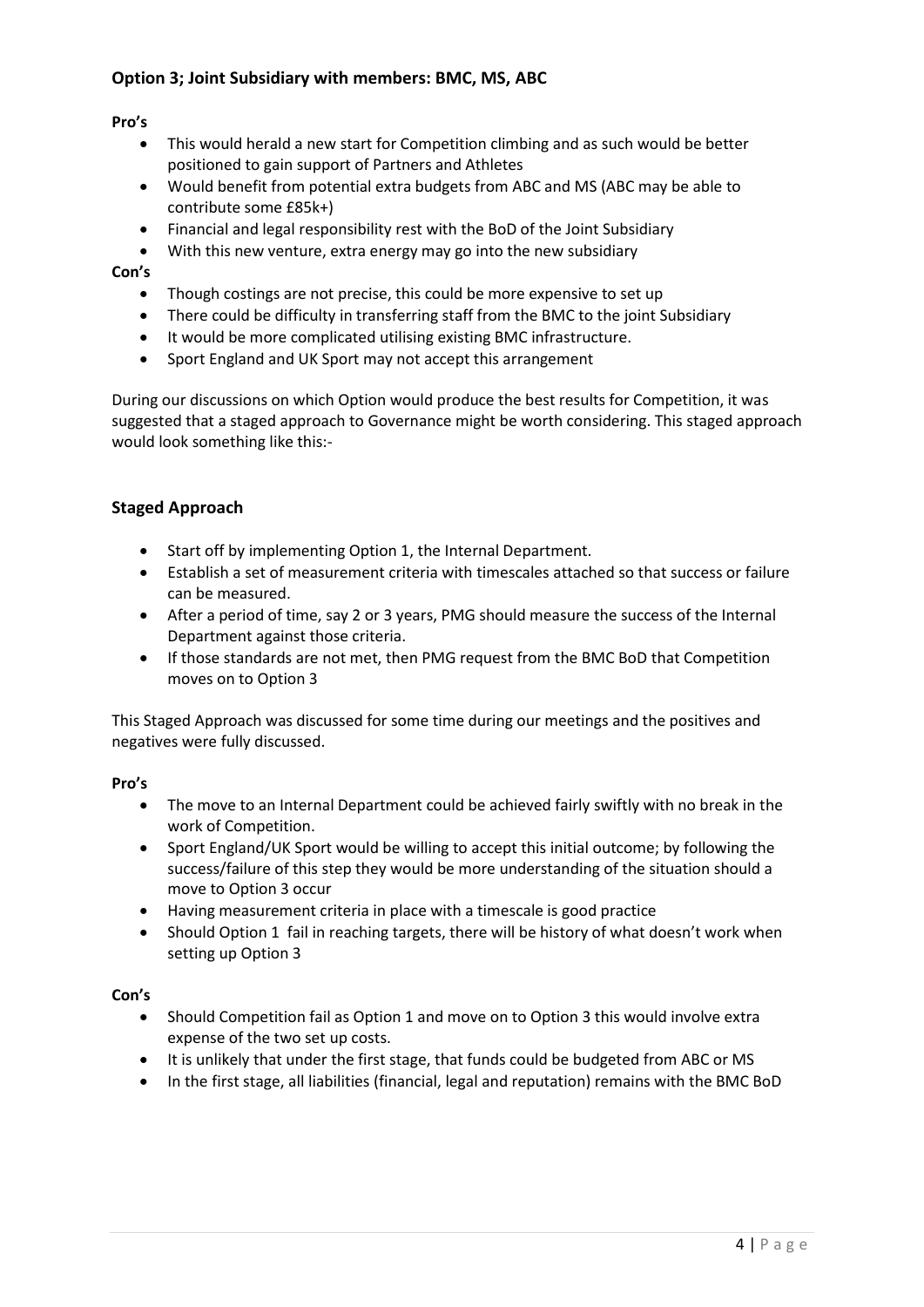### Option 3; Joint Subsidiary with members: BMC, MS, ABC

**Pro's**

- This would herald a new start for Competition climbing and as such would be better positioned to gain support of Partners and Athletes
- Would benefit from potential extra budgets from ABC and MS (ABC may be able to contribute some £85k+)
- Financial and legal responsibility rest with the BoD of the Joint Subsidiary
- With this new venture, extra energy may go into the new subsidiary

**Con's**

- Though costings are not precise, this could be more expensive to set up
- There could be difficulty in transferring staff from the BMC to the joint Subsidiary
- It would be more complicated utilising existing BMC infrastructure.
- Sport England and UK Sport may not accept this arrangement

During our discussions on which Option would produce the best results for Competition, it was suggested that a staged approach to Governance might be worth considering. This staged approach would look something like this:-

### Staged Approach

- Start off by implementing Option 1, the Internal Department.
- Establish a set of measurement criteria with timescales attached so that success or failure can be measured.
- After a period of time, say 2 or 3 years, PMG should measure the success of the Internal Department against those criteria.
- If those standards are not met, then PMG request from the BMC BoD that Competition moves on to Option 3

This Staged Approach was discussed for some time during our meetings and the positives and negatives were fully discussed.

**Pro's**

- The move to an Internal Department could be achieved fairly swiftly with no break in the work of Competition.
- Sport England/UK Sport would be willing to accept this initial outcome; by following the success/failure of this step they would be more understanding of the situation should a move to Option 3 occur
- Having measurement criteria in place with a timescale is good practice
- Should Option 1 fail in reaching targets, there will be history of what doesn't work when setting up Option 3

**Con's**

- Should Competition fail as Option 1 and move on to Option 3 this would involve extra expense of the two set up costs.
- It is unlikely that under the first stage, that funds could be budgeted from ABC or MS
- In the first stage, all liabilities (financial, legal and reputation) remains with the BMC BoD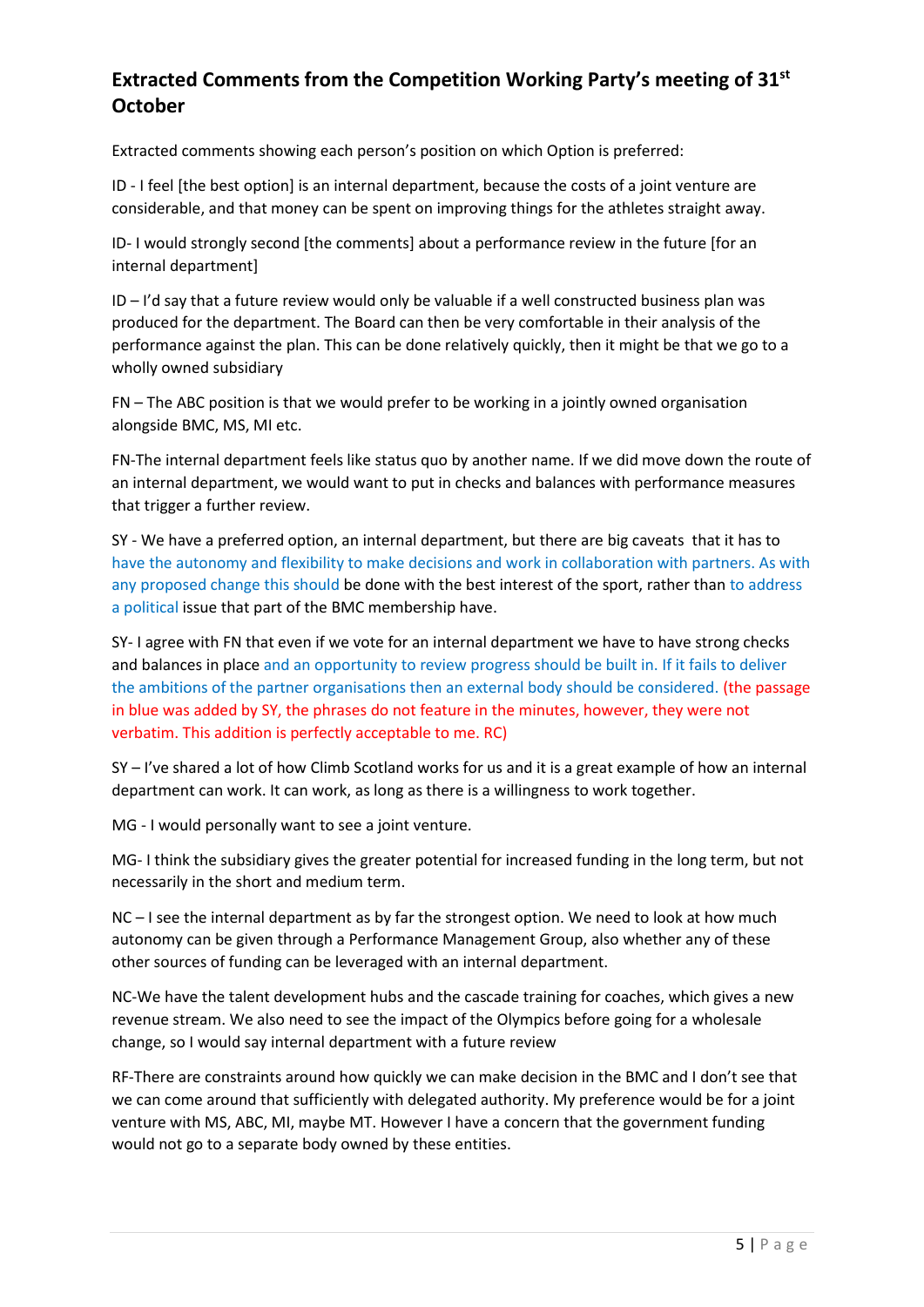## Extracted Comments from the Competition Working Party's meeting of 31st October

Extracted comments showing each person's position on which Option is preferred:

ID - I feel [the best option] is an internal department, because the costs of a joint venture are considerable, and that money can be spent on improving things for the athletes straight away.

ID- I would strongly second [the comments] about a performance review in the future [for an internal department]

ID – I'd say that a future review would only be valuable if a well constructed business plan was produced for the department. The Board can then be very comfortable in their analysis of the performance against the plan. This can be done relatively quickly, then it might be that we go to a wholly owned subsidiary

FN – The ABC position is that we would prefer to be working in a jointly owned organisation alongside BMC, MS, MI etc.

FN-The internal department feels like status quo by another name. If we did move down the route of an internal department, we would want to put in checks and balances with performance measures that trigger a further review.

SY - We have a preferred option, an internal department, but there are big caveats that it has to have the autonomy and flexibility to make decisions and work in collaboration with partners. As with any proposed change this should be done with the best interest of the sport, rather than to address a political issue that part of the BMC membership have.

SY- I agree with FN that even if we vote for an internal department we have to have strong checks and balances in place and an opportunity to review progress should be built in. If it fails to deliver the ambitions of the partner organisations then an external body should be considered. (the passage in blue was added by SY, the phrases do not feature in the minutes, however, they were not verbatim. This addition is perfectly acceptable to me. RC)

SY – I've shared a lot of how Climb Scotland works for us and it is a great example of how an internal department can work. It can work, as long as there is a willingness to work together.

MG - I would personally want to see a joint venture.

MG- I think the subsidiary gives the greater potential for increased funding in the long term, but not necessarily in the short and medium term.

NC – I see the internal department as by far the strongest option. We need to look at how much autonomy can be given through a Performance Management Group, also whether any of these other sources of funding can be leveraged with an internal department.

NC-We have the talent development hubs and the cascade training for coaches, which gives a new revenue stream. We also need to see the impact of the Olympics before going for a wholesale change, so I would say internal department with a future review

RF-There are constraints around how quickly we can make decision in the BMC and I don't see that we can come around that sufficiently with delegated authority. My preference would be for a joint venture with MS, ABC, MI, maybe MT. However I have a concern that the government funding would not go to a separate body owned by these entities.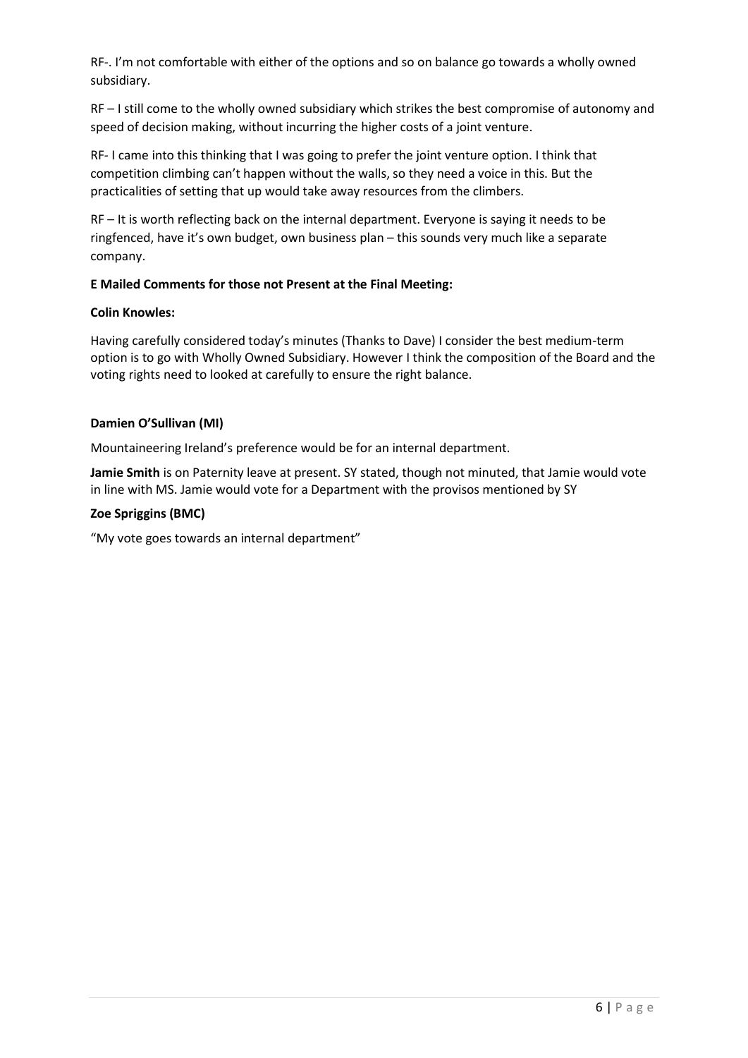RF-. I'm not comfortable with either of the options and so on balance go towards a wholly owned subsidiary.

RF – I still come to the wholly owned subsidiary which strikes the best compromise of autonomy and speed of decision making, without incurring the higher costs of a joint venture.

RF- I came into this thinking that I was going to prefer the joint venture option. I think that competition climbing can't happen without the walls, so they need a voice in this. But the practicalities of setting that up would take away resources from the climbers.

RF – It is worth reflecting back on the internal department. Everyone is saying it needs to be ringfenced, have it's own budget, own business plan – this sounds very much like a separate company.

**E Mailed Comments for those not Present at the Final Meeting:**

**Colin Knowles:**

Having carefully considered today's minutes (Thanks to Dave) I consider the best medium-term option is to go with Wholly Owned Subsidiary. However I think the composition of the Board and the voting rights need to looked at carefully to ensure the right balance.

**Damien O'Sullivan (MI)**

Mountaineering Ireland's preference would be for an internal department.

**Jamie Smith** is on Paternity leave at present. SY stated, though not minuted, that Jamie would vote in line with MS. Jamie would vote for a Department with the provisos mentioned by SY

**Zoe Spriggins (BMC)**

"My vote goes towards an internal department"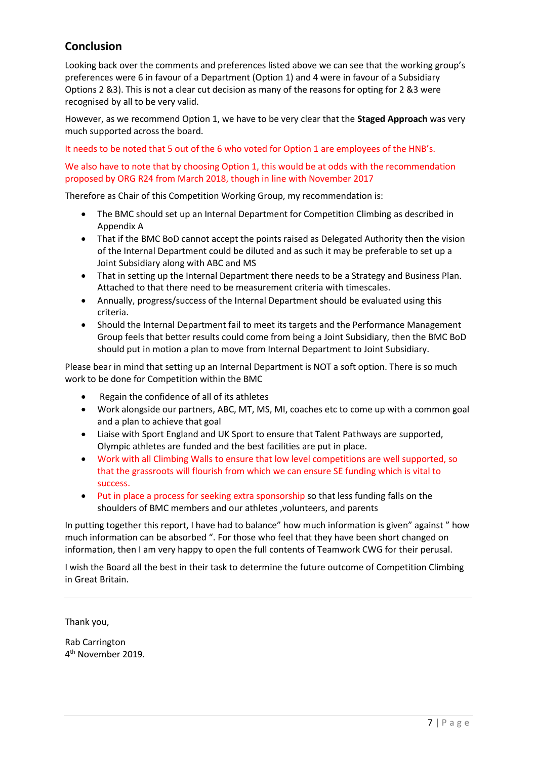## Conclusion

Looking back over the comments and preferences listed above we can see that the working group's preferences were 6 in favour of a Department (Option 1) and 4 were in favour of a Subsidiary Options 2 &3). This is not a clear cut decision as many of the reasons for opting for 2 &3 were recognised by all to be very valid.

However, as we recommend Option 1, we have to be very clear that the **Staged Approach** was very much supported across the board.

It needs to be noted that 5 out of the 6 who voted for Option 1 are employees of the HNB's.

We also have to note that by choosing Option 1, this would be at odds with the recommendation proposed by ORG R24 from March 2018, though in line with November 2017

Therefore as Chair of this Competition Working Group, my recommendation is:

- The BMC should set up an Internal Department for Competition Climbing as described in Appendix A
- That if the BMC BoD cannot accept the points raised as Delegated Authority then the vision of the Internal Department could be diluted and as such it may be preferable to set up a Joint Subsidiary along with ABC and MS
- That in setting up the Internal Department there needs to be a Strategy and Business Plan. Attached to that there need to be measurement criteria with timescales.
- Annually, progress/success of the Internal Department should be evaluated using this criteria.
- Should the Internal Department fail to meet its targets and the Performance Management Group feels that better results could come from being a Joint Subsidiary, then the BMC BoD should put in motion a plan to move from Internal Department to Joint Subsidiary.

Please bear in mind that setting up an Internal Department is NOT a soft option. There is so much work to be done for Competition within the BMC

- Regain the confidence of all of its athletes
- Work alongside our partners, ABC, MT, MS, MI, coaches etc to come up with a common goal and a plan to achieve that goal
- Liaise with Sport England and UK Sport to ensure that Talent Pathways are supported, Olympic athletes are funded and the best facilities are put in place.
- Work with all Climbing Walls to ensure that low level competitions are well supported, so that the grassroots will flourish from which we can ensure SE funding which is vital to success.
- Put in place a process for seeking extra sponsorship so that less funding falls on the shoulders of BMC members and our athletes ,volunteers, and parents

In putting together this report, I have had to balance" how much information is given" against " how much information can be absorbed ". For those who feel that they have been short changed on information, then I am very happy to open the full contents of Teamwork CWG for their perusal.

I wish the Board all the best in their task to determine the future outcome of Competition Climbing in Great Britain.

---

Thank you,

Rab Carrington
4th November 2019.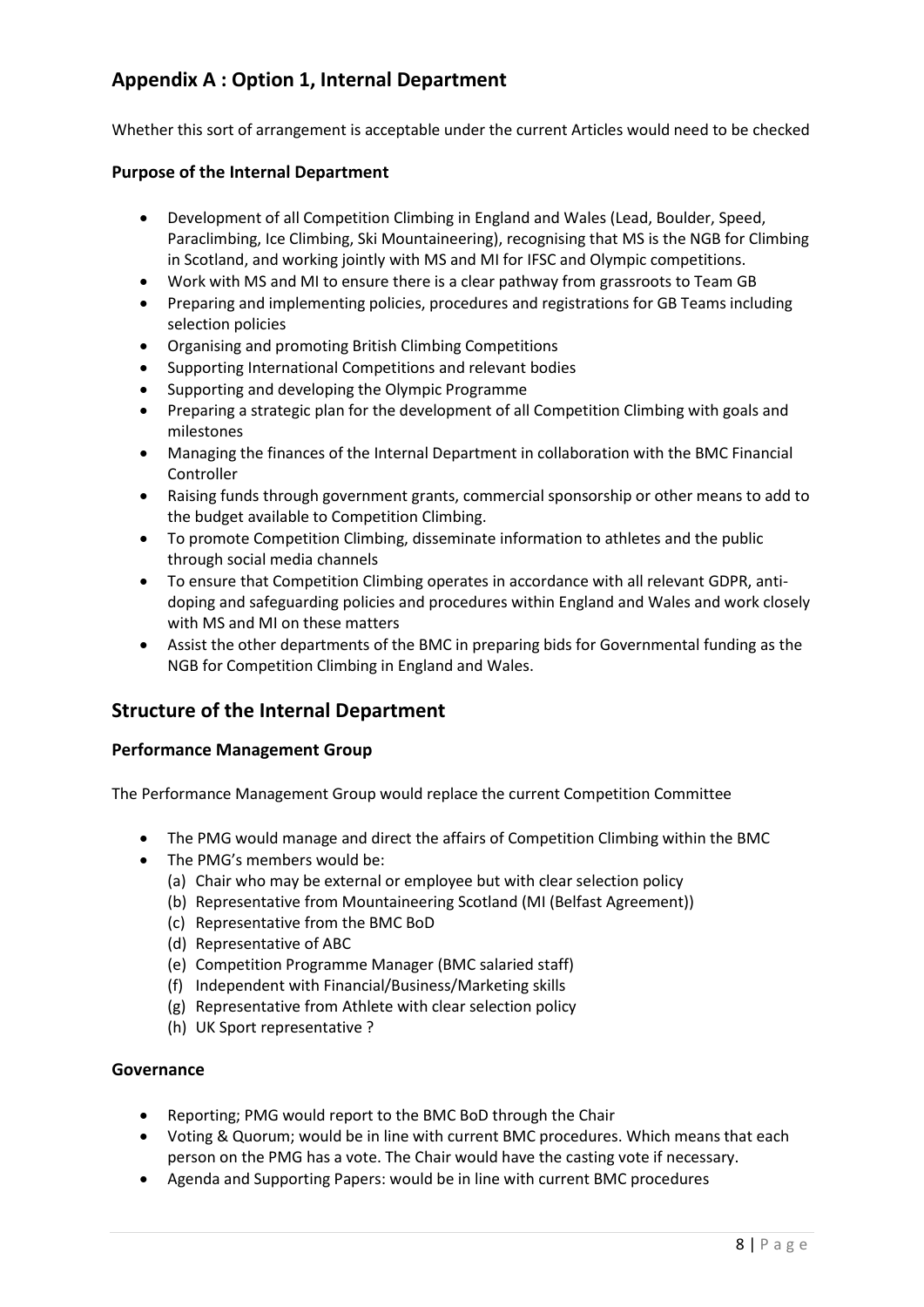## Appendix A : Option 1, Internal Department

Whether this sort of arrangement is acceptable under the current Articles would need to be checked

### Purpose of the Internal Department

- Development of all Competition Climbing in England and Wales (Lead, Boulder, Speed, Paraclimbing, Ice Climbing, Ski Mountaineering), recognising that MS is the NGB for Climbing in Scotland, and working jointly with MS and MI for IFSC and Olympic competitions.
- Work with MS and MI to ensure there is a clear pathway from grassroots to Team GB
- Preparing and implementing policies, procedures and registrations for GB Teams including selection policies
- Organising and promoting British Climbing Competitions
- Supporting International Competitions and relevant bodies
- Supporting and developing the Olympic Programme
- Preparing a strategic plan for the development of all Competition Climbing with goals and milestones
- Managing the finances of the Internal Department in collaboration with the BMC Financial Controller
- Raising funds through government grants, commercial sponsorship or other means to add to the budget available to Competition Climbing.
- To promote Competition Climbing, disseminate information to athletes and the public through social media channels
- To ensure that Competition Climbing operates in accordance with all relevant GDPR, anti-doping and safeguarding policies and procedures within England and Wales and work closely with MS and MI on these matters
- Assist the other departments of the BMC in preparing bids for Governmental funding as the NGB for Competition Climbing in England and Wales.

## Structure of the Internal Department

### Performance Management Group

The Performance Management Group would replace the current Competition Committee

- The PMG would manage and direct the affairs of Competition Climbing within the BMC
- The PMG's members would be:
  - (a) Chair who may be external or employee but with clear selection policy
  - (b) Representative from Mountaineering Scotland (MI (Belfast Agreement))
  - (c) Representative from the BMC BoD
  - (d) Representative of ABC
  - (e) Competition Programme Manager (BMC salaried staff)
  - (f) Independent with Financial/Business/Marketing skills
  - (g) Representative from Athlete with clear selection policy
  - (h) UK Sport representative ?

### Governance

- Reporting; PMG would report to the BMC BoD through the Chair
- Voting & Quorum; would be in line with current BMC procedures. Which means that each person on the PMG has a vote. The Chair would have the casting vote if necessary.
- Agenda and Supporting Papers: would be in line with current BMC procedures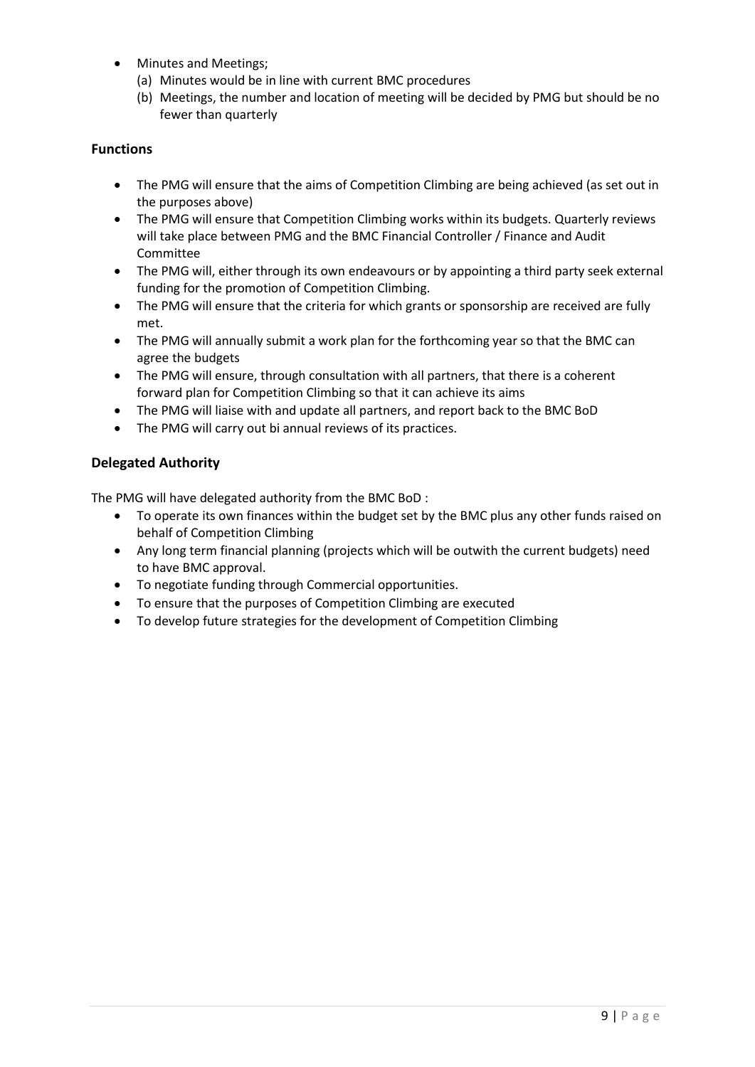- Minutes and Meetings;
  - (a) Minutes would be in line with current BMC procedures
  - (b) Meetings, the number and location of meeting will be decided by PMG but should be no fewer than quarterly

### Functions

- The PMG will ensure that the aims of Competition Climbing are being achieved (as set out in the purposes above)
- The PMG will ensure that Competition Climbing works within its budgets. Quarterly reviews will take place between PMG and the BMC Financial Controller / Finance and Audit Committee
- The PMG will, either through its own endeavours or by appointing a third party seek external funding for the promotion of Competition Climbing.
- The PMG will ensure that the criteria for which grants or sponsorship are received are fully met.
- The PMG will annually submit a work plan for the forthcoming year so that the BMC can agree the budgets
- The PMG will ensure, through consultation with all partners, that there is a coherent forward plan for Competition Climbing so that it can achieve its aims
- The PMG will liaise with and update all partners, and report back to the BMC BoD
- The PMG will carry out bi annual reviews of its practices.

### Delegated Authority

The PMG will have delegated authority from the BMC BoD :

- To operate its own finances within the budget set by the BMC plus any other funds raised on behalf of Competition Climbing
- Any long term financial planning (projects which will be outwith the current budgets) need to have BMC approval.
- To negotiate funding through Commercial opportunities.
- To ensure that the purposes of Competition Climbing are executed
- To develop future strategies for the development of Competition Climbing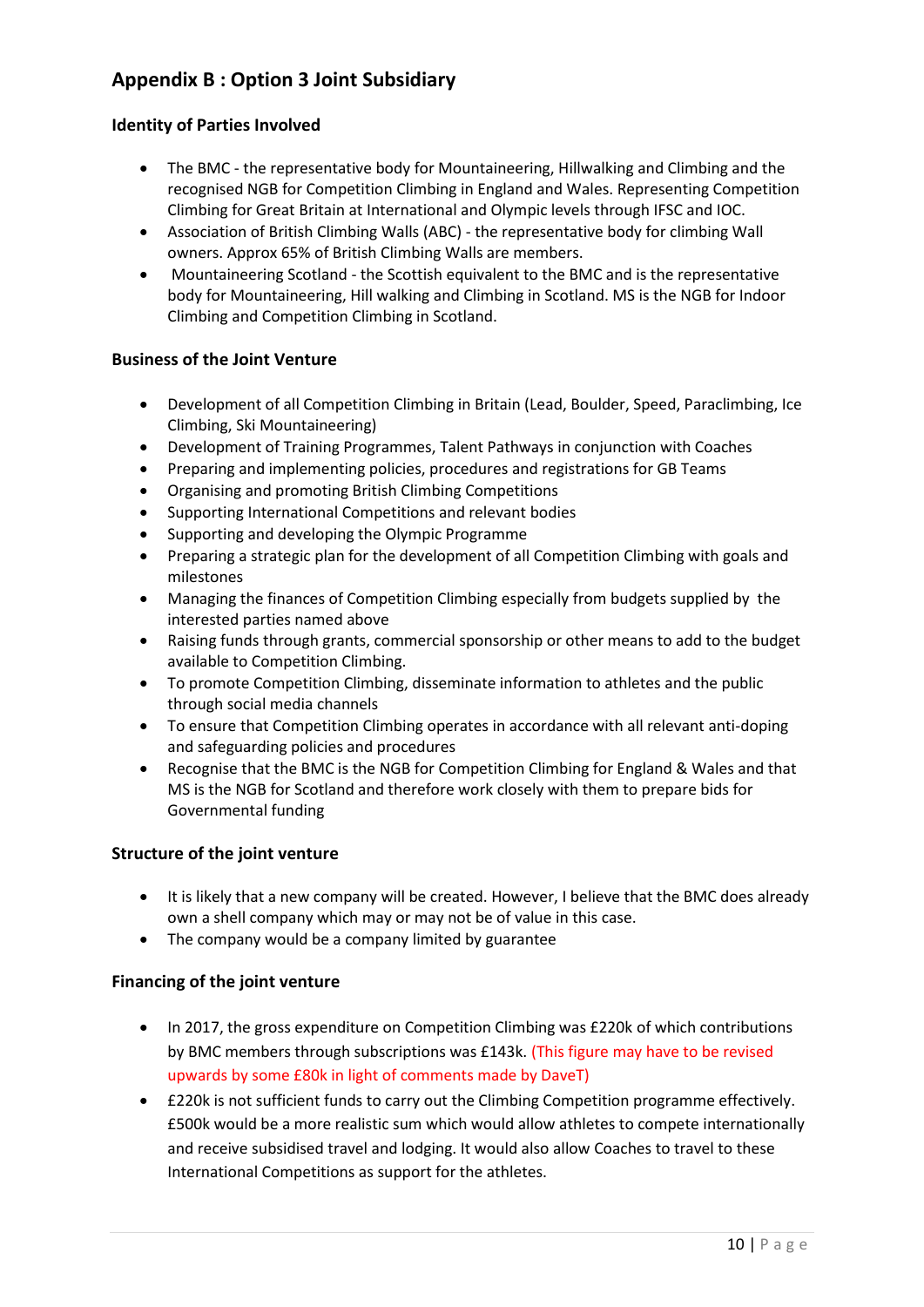## Appendix B : Option 3 Joint Subsidiary

### Identity of Parties Involved

- The BMC - the representative body for Mountaineering, Hillwalking and Climbing and the recognised NGB for Competition Climbing in England and Wales. Representing Competition Climbing for Great Britain at International and Olympic levels through IFSC and IOC.
- Association of British Climbing Walls (ABC) - the representative body for climbing Wall owners. Approx 65% of British Climbing Walls are members.
- Mountaineering Scotland - the Scottish equivalent to the BMC and is the representative body for Mountaineering, Hill walking and Climbing in Scotland. MS is the NGB for Indoor Climbing and Competition Climbing in Scotland.

### Business of the Joint Venture

- Development of all Competition Climbing in Britain (Lead, Boulder, Speed, Paraclimbing, Ice Climbing, Ski Mountaineering)
- Development of Training Programmes, Talent Pathways in conjunction with Coaches
- Preparing and implementing policies, procedures and registrations for GB Teams
- Organising and promoting British Climbing Competitions
- Supporting International Competitions and relevant bodies
- Supporting and developing the Olympic Programme
- Preparing a strategic plan for the development of all Competition Climbing with goals and milestones
- Managing the finances of Competition Climbing especially from budgets supplied by the interested parties named above
- Raising funds through grants, commercial sponsorship or other means to add to the budget available to Competition Climbing.
- To promote Competition Climbing, disseminate information to athletes and the public through social media channels
- To ensure that Competition Climbing operates in accordance with all relevant anti-doping and safeguarding policies and procedures
- Recognise that the BMC is the NGB for Competition Climbing for England & Wales and that MS is the NGB for Scotland and therefore work closely with them to prepare bids for Governmental funding

### Structure of the joint venture

- It is likely that a new company will be created. However, I believe that the BMC does already own a shell company which may or may not be of value in this case.
- The company would be a company limited by guarantee

### Financing of the joint venture

- In 2017, the gross expenditure on Competition Climbing was £220k of which contributions by BMC members through subscriptions was £143k. (This figure may have to be revised upwards by some £80k in light of comments made by DaveT)
- £220k is not sufficient funds to carry out the Climbing Competition programme effectively. £500k would be a more realistic sum which would allow athletes to compete internationally and receive subsidised travel and lodging. It would also allow Coaches to travel to these International Competitions as support for the athletes.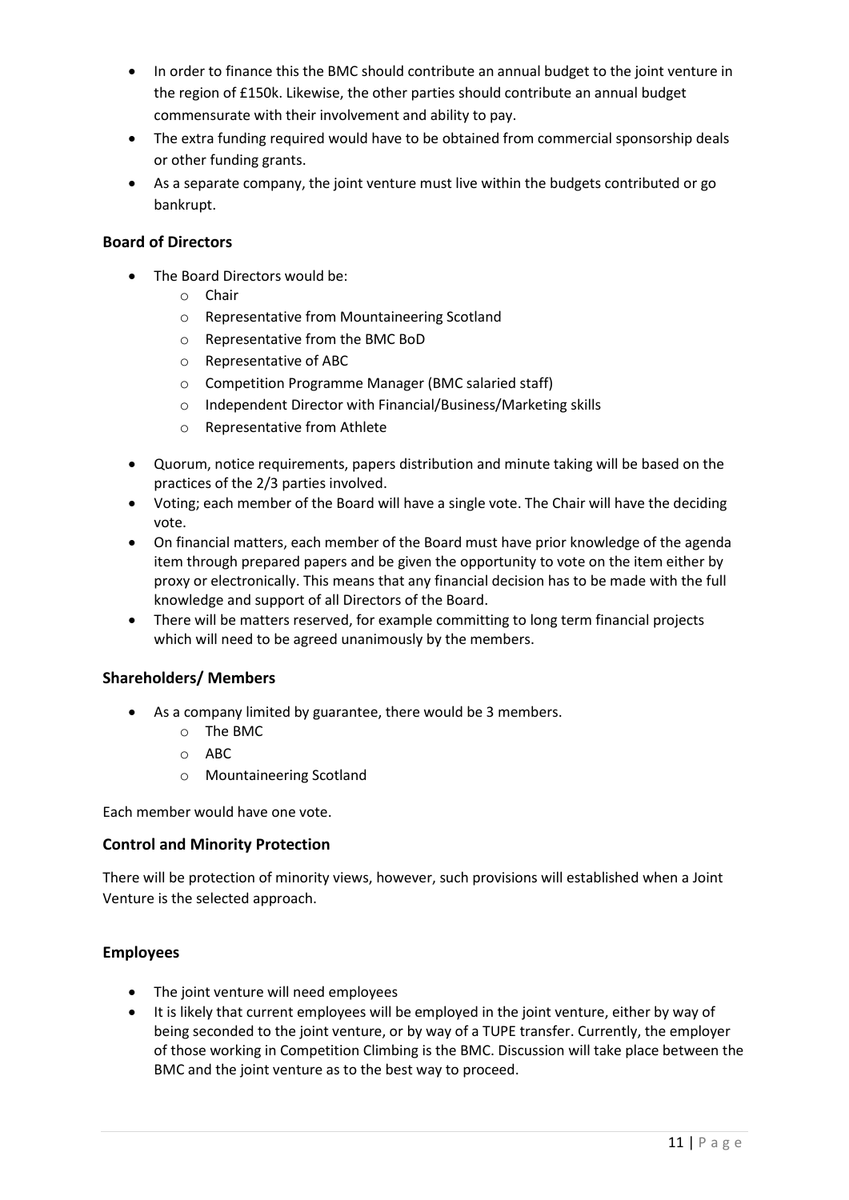- In order to finance this the BMC should contribute an annual budget to the joint venture in the region of £150k. Likewise, the other parties should contribute an annual budget commensurate with their involvement and ability to pay.
- The extra funding required would have to be obtained from commercial sponsorship deals or other funding grants.
- As a separate company, the joint venture must live within the budgets contributed or go bankrupt.

### Board of Directors

- The Board Directors would be:
  - Chair
  - Representative from Mountaineering Scotland
  - Representative from the BMC BoD
  - Representative of ABC
  - Competition Programme Manager (BMC salaried staff)
  - Independent Director with Financial/Business/Marketing skills
  - Representative from Athlete
- Quorum, notice requirements, papers distribution and minute taking will be based on the practices of the 2/3 parties involved.
- Voting; each member of the Board will have a single vote. The Chair will have the deciding vote.
- On financial matters, each member of the Board must have prior knowledge of the agenda item through prepared papers and be given the opportunity to vote on the item either by proxy or electronically. This means that any financial decision has to be made with the full knowledge and support of all Directors of the Board.
- There will be matters reserved, for example committing to long term financial projects which will need to be agreed unanimously by the members.

### Shareholders/ Members

- As a company limited by guarantee, there would be 3 members.
  - The BMC
  - ABC
  - Mountaineering Scotland

Each member would have one vote.

### Control and Minority Protection

There will be protection of minority views, however, such provisions will established when a Joint Venture is the selected approach.

### Employees

- The joint venture will need employees
- It is likely that current employees will be employed in the joint venture, either by way of being seconded to the joint venture, or by way of a TUPE transfer. Currently, the employer of those working in Competition Climbing is the BMC. Discussion will take place between the BMC and the joint venture as to the best way to proceed.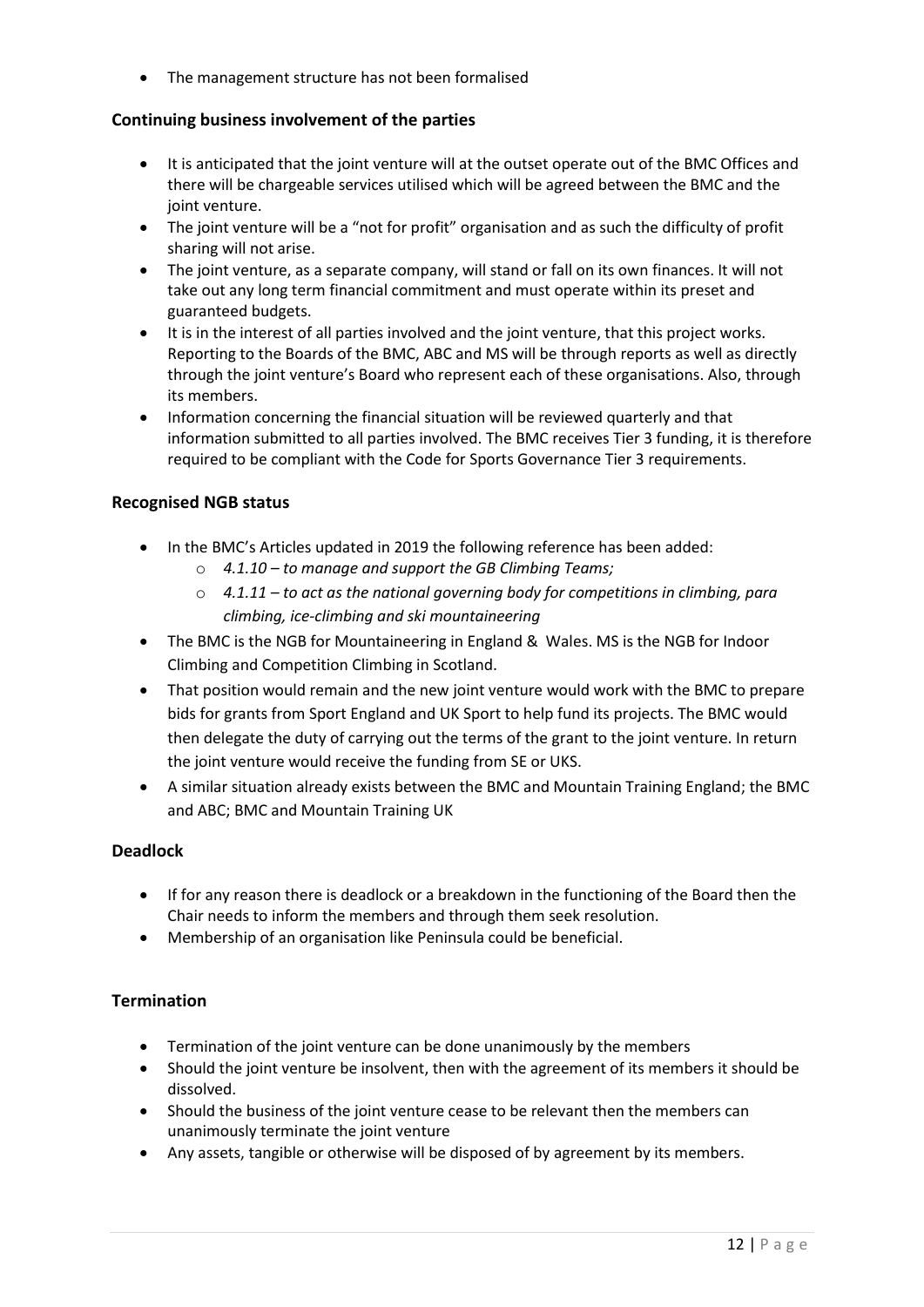- The management structure has not been formalised

### Continuing business involvement of the parties

- It is anticipated that the joint venture will at the outset operate out of the BMC Offices and there will be chargeable services utilised which will be agreed between the BMC and the joint venture.
- The joint venture will be a "not for profit" organisation and as such the difficulty of profit sharing will not arise.
- The joint venture, as a separate company, will stand or fall on its own finances. It will not take out any long term financial commitment and must operate within its preset and guaranteed budgets.
- It is in the interest of all parties involved and the joint venture, that this project works. Reporting to the Boards of the BMC, ABC and MS will be through reports as well as directly through the joint venture's Board who represent each of these organisations. Also, through its members.
- Information concerning the financial situation will be reviewed quarterly and that information submitted to all parties involved. The BMC receives Tier 3 funding, it is therefore required to be compliant with the Code for Sports Governance Tier 3 requirements.

### Recognised NGB status

- In the BMC's Articles updated in 2019 the following reference has been added:
  - *4.1.10 – to manage and support the GB Climbing Teams;*
  - *4.1.11 – to act as the national governing body for competitions in climbing, para climbing, ice-climbing and ski mountaineering*
- The BMC is the NGB for Mountaineering in England & Wales. MS is the NGB for Indoor Climbing and Competition Climbing in Scotland.
- That position would remain and the new joint venture would work with the BMC to prepare bids for grants from Sport England and UK Sport to help fund its projects. The BMC would then delegate the duty of carrying out the terms of the grant to the joint venture. In return the joint venture would receive the funding from SE or UKS.
- A similar situation already exists between the BMC and Mountain Training England; the BMC and ABC; BMC and Mountain Training UK

### Deadlock

- If for any reason there is deadlock or a breakdown in the functioning of the Board then the Chair needs to inform the members and through them seek resolution.
- Membership of an organisation like Peninsula could be beneficial.

### Termination

- Termination of the joint venture can be done unanimously by the members
- Should the joint venture be insolvent, then with the agreement of its members it should be dissolved.
- Should the business of the joint venture cease to be relevant then the members can unanimously terminate the joint venture
- Any assets, tangible or otherwise will be disposed of by agreement by its members.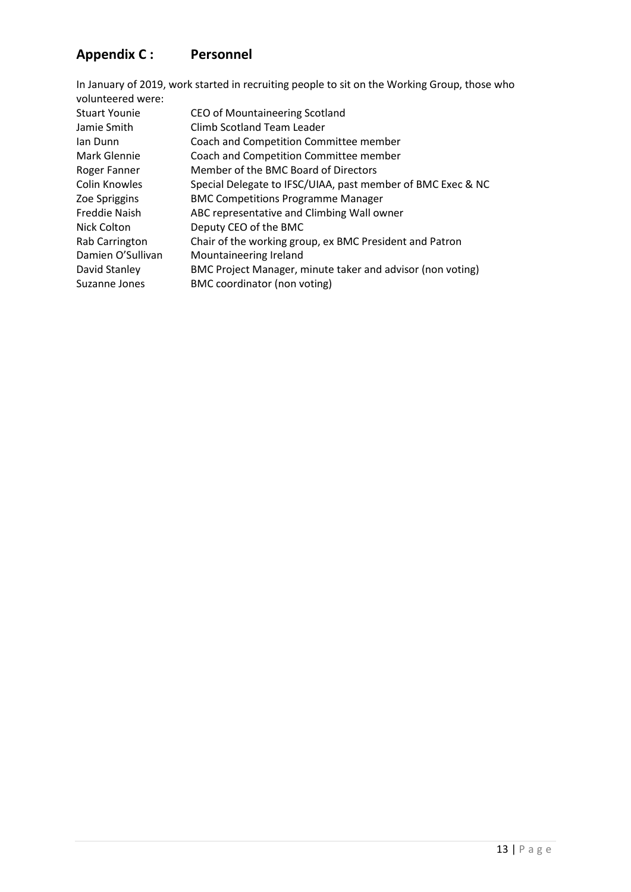## Appendix C : Personnel

In January of 2019, work started in recruiting people to sit on the Working Group, those who volunteered were:

| | |
|---|---|
| Stuart Younie | CEO of Mountaineering Scotland |
| Jamie Smith | Climb Scotland Team Leader |
| Ian Dunn | Coach and Competition Committee member |
| Mark Glennie | Coach and Competition Committee member |
| Roger Fanner | Member of the BMC Board of Directors |
| Colin Knowles | Special Delegate to IFSC/UIAA, past member of BMC Exec & NC |
| Zoe Spriggins | BMC Competitions Programme Manager |
| Freddie Naish | ABC representative and Climbing Wall owner |
| Nick Colton | Deputy CEO of the BMC |
| Rab Carrington | Chair of the working group, ex BMC President and Patron |
| Damien O'Sullivan | Mountaineering Ireland |
| David Stanley | BMC Project Manager, minute taker and advisor (non voting) |
| Suzanne Jones | BMC coordinator (non voting) |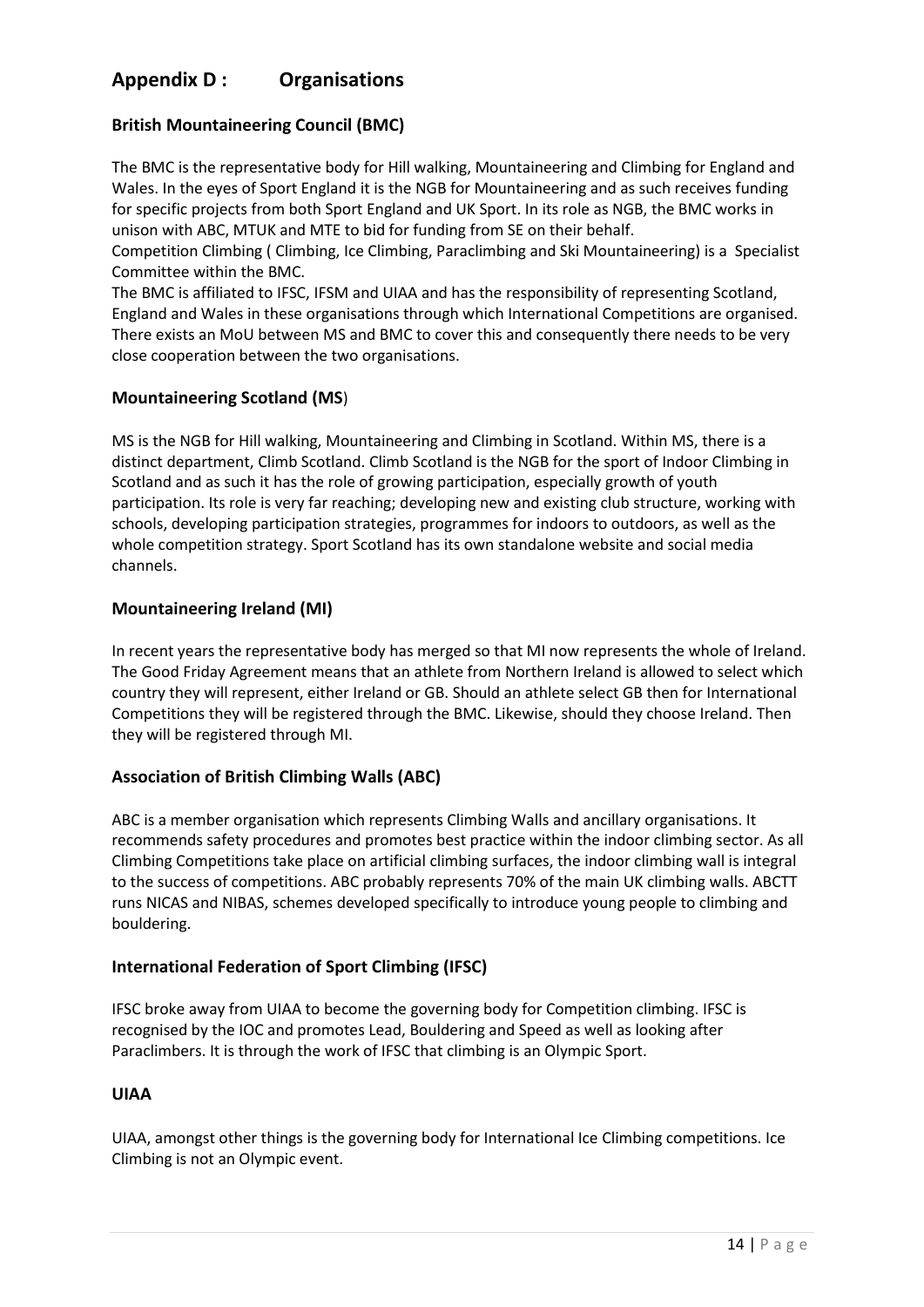## Appendix D : Organisations

### British Mountaineering Council (BMC)

The BMC is the representative body for Hill walking, Mountaineering and Climbing for England and Wales. In the eyes of Sport England it is the NGB for Mountaineering and as such receives funding for specific projects from both Sport England and UK Sport. In its role as NGB, the BMC works in unison with ABC, MTUK and MTE to bid for funding from SE on their behalf.

Competition Climbing ( Climbing, Ice Climbing, Paraclimbing and Ski Mountaineering) is a Specialist Committee within the BMC.

The BMC is affiliated to IFSC, IFSM and UIAA and has the responsibility of representing Scotland, England and Wales in these organisations through which International Competitions are organised. There exists an MoU between MS and BMC to cover this and consequently there needs to be very close cooperation between the two organisations.

### Mountaineering Scotland (MS)

MS is the NGB for Hill walking, Mountaineering and Climbing in Scotland. Within MS, there is a distinct department, Climb Scotland. Climb Scotland is the NGB for the sport of Indoor Climbing in Scotland and as such it has the role of growing participation, especially growth of youth participation. Its role is very far reaching; developing new and existing club structure, working with schools, developing participation strategies, programmes for indoors to outdoors, as well as the whole competition strategy. Sport Scotland has its own standalone website and social media channels.

### Mountaineering Ireland (MI)

In recent years the representative body has merged so that MI now represents the whole of Ireland. The Good Friday Agreement means that an athlete from Northern Ireland is allowed to select which country they will represent, either Ireland or GB. Should an athlete select GB then for International Competitions they will be registered through the BMC. Likewise, should they choose Ireland. Then they will be registered through MI.

### Association of British Climbing Walls (ABC)

ABC is a member organisation which represents Climbing Walls and ancillary organisations. It recommends safety procedures and promotes best practice within the indoor climbing sector. As all Climbing Competitions take place on artificial climbing surfaces, the indoor climbing wall is integral to the success of competitions. ABC probably represents 70% of the main UK climbing walls. ABCTT runs NICAS and NIBAS, schemes developed specifically to introduce young people to climbing and bouldering.

### International Federation of Sport Climbing (IFSC)

IFSC broke away from UIAA to become the governing body for Competition climbing. IFSC is recognised by the IOC and promotes Lead, Bouldering and Speed as well as looking after Paraclimbers. It is through the work of IFSC that climbing is an Olympic Sport.

### UIAA

UIAA, amongst other things is the governing body for International Ice Climbing competitions. Ice Climbing is not an Olympic event.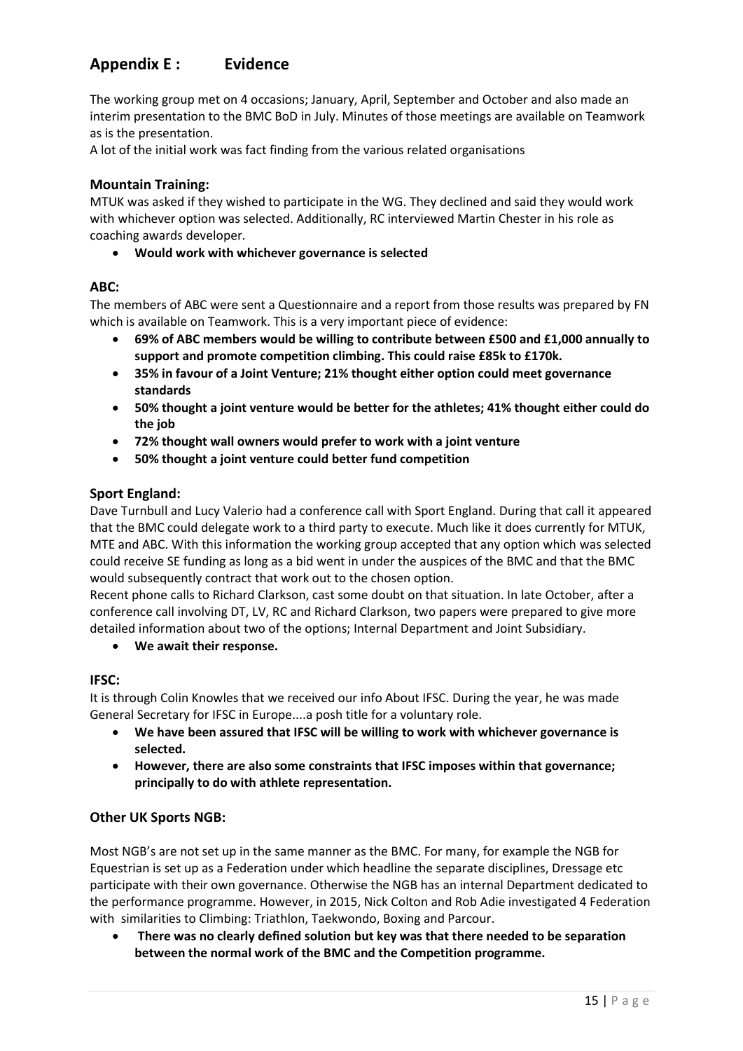## Appendix E : Evidence

The working group met on 4 occasions; January, April, September and October and also made an interim presentation to the BMC BoD in July. Minutes of those meetings are available on Teamwork as is the presentation.

A lot of the initial work was fact finding from the various related organisations

### Mountain Training:

MTUK was asked if they wished to participate in the WG. They declined and said they would work with whichever option was selected. Additionally, RC interviewed Martin Chester in his role as coaching awards developer.

- **Would work with whichever governance is selected**

### ABC:

The members of ABC were sent a Questionnaire and a report from those results was prepared by FN which is available on Teamwork. This is a very important piece of evidence:

- **69% of ABC members would be willing to contribute between £500 and £1,000 annually to support and promote competition climbing. This could raise £85k to £170k.**
- **35% in favour of a Joint Venture; 21% thought either option could meet governance standards**
- **50% thought a joint venture would be better for the athletes; 41% thought either could do the job**
- **72% thought wall owners would prefer to work with a joint venture**
- **50% thought a joint venture could better fund competition**

### Sport England:

Dave Turnbull and Lucy Valerio had a conference call with Sport England. During that call it appeared that the BMC could delegate work to a third party to execute. Much like it does currently for MTUK, MTE and ABC. With this information the working group accepted that any option which was selected could receive SE funding as long as a bid went in under the auspices of the BMC and that the BMC would subsequently contract that work out to the chosen option.

Recent phone calls to Richard Clarkson, cast some doubt on that situation. In late October, after a conference call involving DT, LV, RC and Richard Clarkson, two papers were prepared to give more detailed information about two of the options; Internal Department and Joint Subsidiary.

- **We await their response.**

### IFSC:

It is through Colin Knowles that we received our info About IFSC. During the year, he was made General Secretary for IFSC in Europe....a posh title for a voluntary role.

- **We have been assured that IFSC will be willing to work with whichever governance is selected.**
- **However, there are also some constraints that IFSC imposes within that governance; principally to do with athlete representation.**

### Other UK Sports NGB:

Most NGB's are not set up in the same manner as the BMC. For many, for example the NGB for Equestrian is set up as a Federation under which headline the separate disciplines, Dressage etc participate with their own governance. Otherwise the NGB has an internal Department dedicated to the performance programme. However, in 2015, Nick Colton and Rob Adie investigated 4 Federation with similarities to Climbing: Triathlon, Taekwondo, Boxing and Parcour.

- **There was no clearly defined solution but key was that there needed to be separation between the normal work of the BMC and the Competition programme.**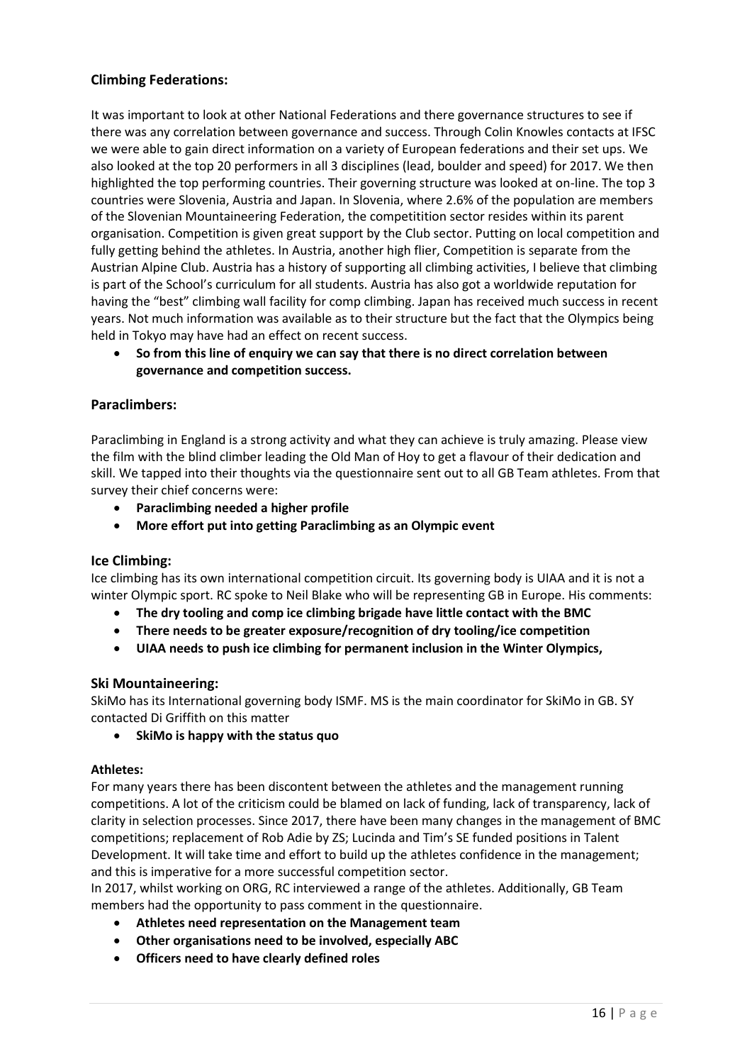### Climbing Federations:

It was important to look at other National Federations and there governance structures to see if there was any correlation between governance and success. Through Colin Knowles contacts at IFSC we were able to gain direct information on a variety of European federations and their set ups. We also looked at the top 20 performers in all 3 disciplines (lead, boulder and speed) for 2017. We then highlighted the top performing countries. Their governing structure was looked at on-line. The top 3 countries were Slovenia, Austria and Japan. In Slovenia, where 2.6% of the population are members of the Slovenian Mountaineering Federation, the competitition sector resides within its parent organisation. Competition is given great support by the Club sector. Putting on local competition and fully getting behind the athletes. In Austria, another high flier, Competition is separate from the Austrian Alpine Club. Austria has a history of supporting all climbing activities, I believe that climbing is part of the School's curriculum for all students. Austria has also got a worldwide reputation for having the "best" climbing wall facility for comp climbing. Japan has received much success in recent years. Not much information was available as to their structure but the fact that the Olympics being held in Tokyo may have had an effect on recent success.

- **So from this line of enquiry we can say that there is no direct correlation between governance and competition success.**

### Paraclimbers:

Paraclimbing in England is a strong activity and what they can achieve is truly amazing. Please view the film with the blind climber leading the Old Man of Hoy to get a flavour of their dedication and skill. We tapped into their thoughts via the questionnaire sent out to all GB Team athletes. From that survey their chief concerns were:

- **Paraclimbing needed a higher profile**
- **More effort put into getting Paraclimbing as an Olympic event**

### Ice Climbing:

Ice climbing has its own international competition circuit. Its governing body is UIAA and it is not a winter Olympic sport. RC spoke to Neil Blake who will be representing GB in Europe. His comments:

- **The dry tooling and comp ice climbing brigade have little contact with the BMC**
- **There needs to be greater exposure/recognition of dry tooling/ice competition**
- **UIAA needs to push ice climbing for permanent inclusion in the Winter Olympics,**

### Ski Mountaineering:

SkiMo has its International governing body ISMF. MS is the main coordinator for SkiMo in GB. SY contacted Di Griffith on this matter

- **SkiMo is happy with the status quo**

**Athletes:**

For many years there has been discontent between the athletes and the management running competitions. A lot of the criticism could be blamed on lack of funding, lack of transparency, lack of clarity in selection processes. Since 2017, there have been many changes in the management of BMC competitions; replacement of Rob Adie by ZS; Lucinda and Tim's SE funded positions in Talent Development. It will take time and effort to build up the athletes confidence in the management; and this is imperative for a more successful competition sector.

In 2017, whilst working on ORG, RC interviewed a range of the athletes. Additionally, GB Team members had the opportunity to pass comment in the questionnaire.

- **Athletes need representation on the Management team**
- **Other organisations need to be involved, especially ABC**
- **Officers need to have clearly defined roles**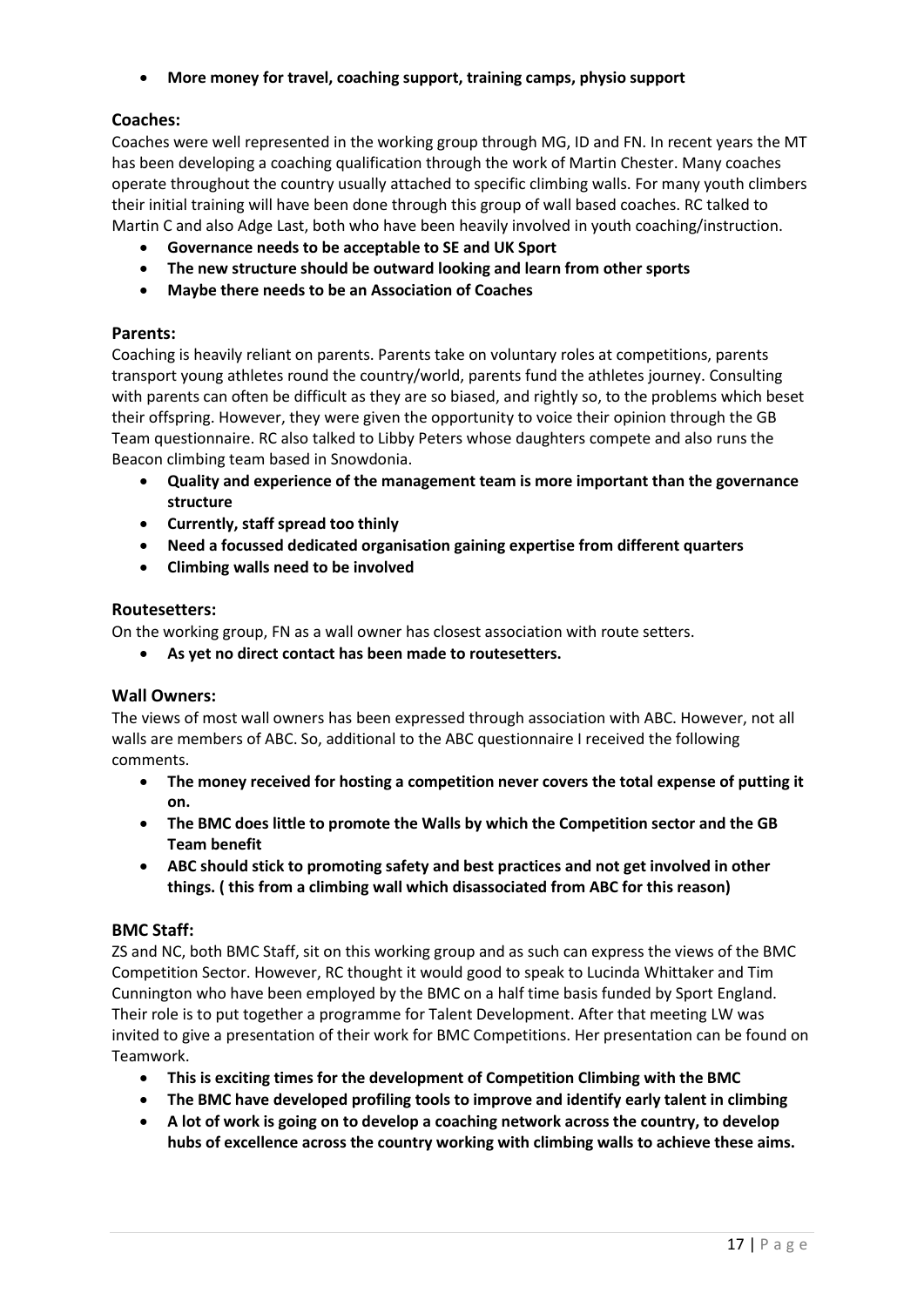- **More money for travel, coaching support, training camps, physio support**

### Coaches:

Coaches were well represented in the working group through MG, ID and FN. In recent years the MT has been developing a coaching qualification through the work of Martin Chester. Many coaches operate throughout the country usually attached to specific climbing walls. For many youth climbers their initial training will have been done through this group of wall based coaches. RC talked to Martin C and also Adge Last, both who have been heavily involved in youth coaching/instruction.

- **Governance needs to be acceptable to SE and UK Sport**
- **The new structure should be outward looking and learn from other sports**
- **Maybe there needs to be an Association of Coaches**

### Parents:

Coaching is heavily reliant on parents. Parents take on voluntary roles at competitions, parents transport young athletes round the country/world, parents fund the athletes journey. Consulting with parents can often be difficult as they are so biased, and rightly so, to the problems which beset their offspring. However, they were given the opportunity to voice their opinion through the GB Team questionnaire. RC also talked to Libby Peters whose daughters compete and also runs the Beacon climbing team based in Snowdonia.

- **Quality and experience of the management team is more important than the governance structure**
- **Currently, staff spread too thinly**
- **Need a focussed dedicated organisation gaining expertise from different quarters**
- **Climbing walls need to be involved**

### Routesetters:

On the working group, FN as a wall owner has closest association with route setters.

- **As yet no direct contact has been made to routesetters.**

### Wall Owners:

The views of most wall owners has been expressed through association with ABC. However, not all walls are members of ABC. So, additional to the ABC questionnaire I received the following comments.

- **The money received for hosting a competition never covers the total expense of putting it on.**
- **The BMC does little to promote the Walls by which the Competition sector and the GB Team benefit**
- **ABC should stick to promoting safety and best practices and not get involved in other things. ( this from a climbing wall which disassociated from ABC for this reason)**

### BMC Staff:

ZS and NC, both BMC Staff, sit on this working group and as such can express the views of the BMC Competition Sector. However, RC thought it would good to speak to Lucinda Whittaker and Tim Cunnington who have been employed by the BMC on a half time basis funded by Sport England. Their role is to put together a programme for Talent Development. After that meeting LW was invited to give a presentation of their work for BMC Competitions. Her presentation can be found on Teamwork.

- **This is exciting times for the development of Competition Climbing with the BMC**
- **The BMC have developed profiling tools to improve and identify early talent in climbing**
- **A lot of work is going on to develop a coaching network across the country, to develop hubs of excellence across the country working with climbing walls to achieve these aims.**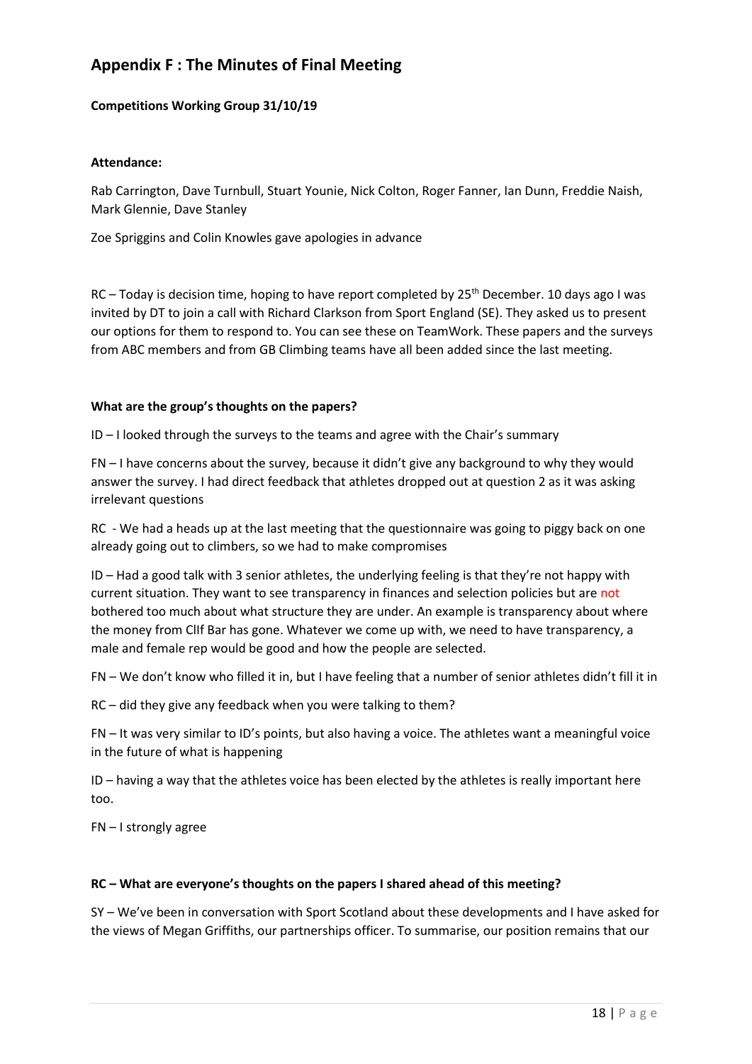## Appendix F : The Minutes of Final Meeting

**Competitions Working Group 31/10/19**

**Attendance:**

Rab Carrington, Dave Turnbull, Stuart Younie, Nick Colton, Roger Fanner, Ian Dunn, Freddie Naish, Mark Glennie, Dave Stanley

Zoe Spriggins and Colin Knowles gave apologies in advance

RC – Today is decision time, hoping to have report completed by 25th December. 10 days ago I was invited by DT to join a call with Richard Clarkson from Sport England (SE). They asked us to present our options for them to respond to. You can see these on TeamWork. These papers and the surveys from ABC members and from GB Climbing teams have all been added since the last meeting.

**What are the group's thoughts on the papers?**

ID – I looked through the surveys to the teams and agree with the Chair's summary

FN – I have concerns about the survey, because it didn't give any background to why they would answer the survey. I had direct feedback that athletes dropped out at question 2 as it was asking irrelevant questions

RC - We had a heads up at the last meeting that the questionnaire was going to piggy back on one already going out to climbers, so we had to make compromises

ID – Had a good talk with 3 senior athletes, the underlying feeling is that they're not happy with current situation. They want to see transparency in finances and selection policies but are not bothered too much about what structure they are under. An example is transparency about where the money from ClIf Bar has gone. Whatever we come up with, we need to have transparency, a male and female rep would be good and how the people are selected.

FN – We don't know who filled it in, but I have feeling that a number of senior athletes didn't fill it in

RC – did they give any feedback when you were talking to them?

FN – It was very similar to ID's points, but also having a voice. The athletes want a meaningful voice in the future of what is happening

ID – having a way that the athletes voice has been elected by the athletes is really important here too.

FN – I strongly agree

**RC – What are everyone's thoughts on the papers I shared ahead of this meeting?**

SY – We've been in conversation with Sport Scotland about these developments and I have asked for the views of Megan Griffiths, our partnerships officer. To summarise, our position remains that our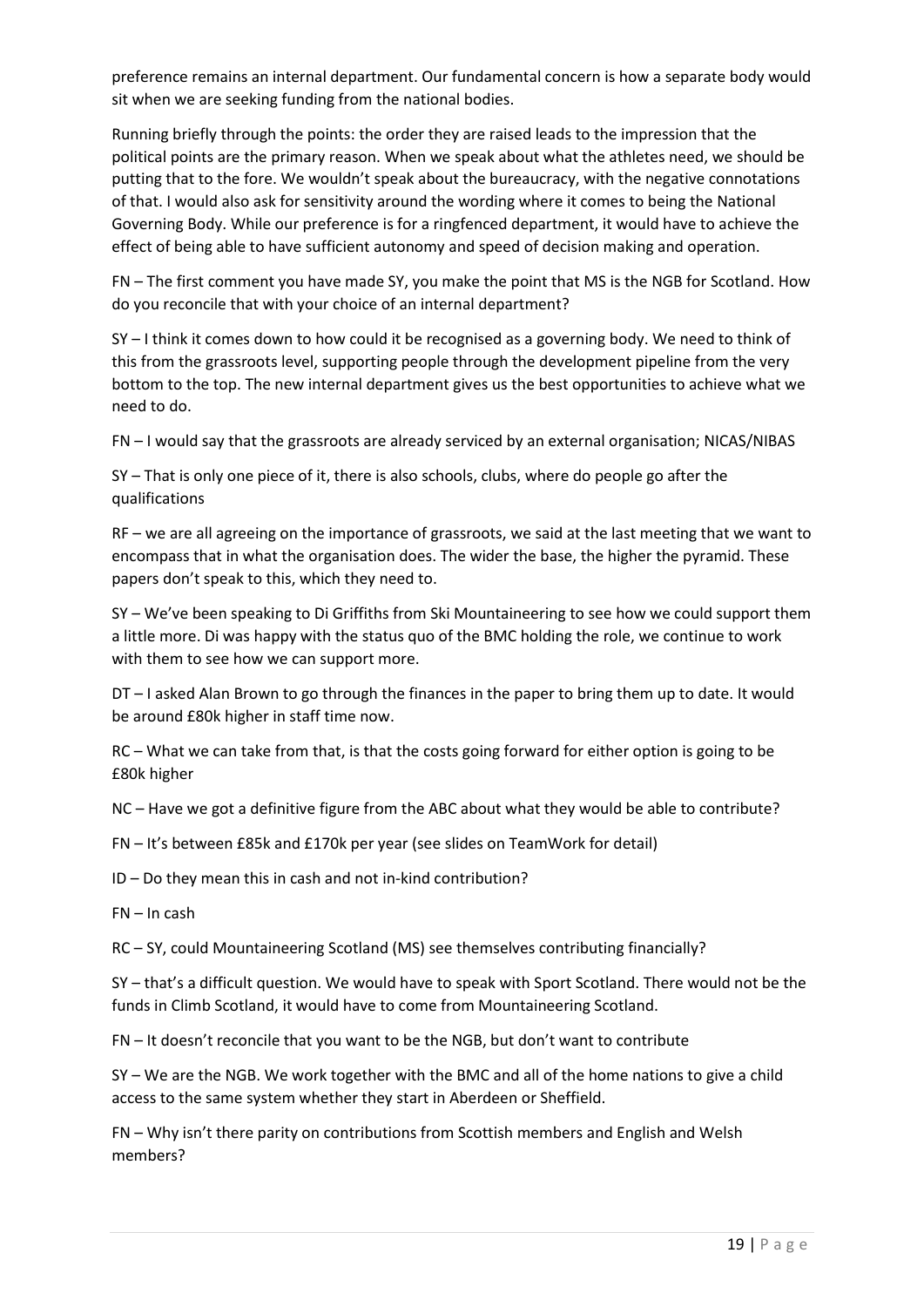preference remains an internal department. Our fundamental concern is how a separate body would sit when we are seeking funding from the national bodies.

Running briefly through the points: the order they are raised leads to the impression that the political points are the primary reason. When we speak about what the athletes need, we should be putting that to the fore. We wouldn't speak about the bureaucracy, with the negative connotations of that. I would also ask for sensitivity around the wording where it comes to being the National Governing Body. While our preference is for a ringfenced department, it would have to achieve the effect of being able to have sufficient autonomy and speed of decision making and operation.

FN – The first comment you have made SY, you make the point that MS is the NGB for Scotland. How do you reconcile that with your choice of an internal department?

SY – I think it comes down to how could it be recognised as a governing body. We need to think of this from the grassroots level, supporting people through the development pipeline from the very bottom to the top. The new internal department gives us the best opportunities to achieve what we need to do.

FN – I would say that the grassroots are already serviced by an external organisation; NICAS/NIBAS

SY – That is only one piece of it, there is also schools, clubs, where do people go after the qualifications

RF – we are all agreeing on the importance of grassroots, we said at the last meeting that we want to encompass that in what the organisation does. The wider the base, the higher the pyramid. These papers don't speak to this, which they need to.

SY – We've been speaking to Di Griffiths from Ski Mountaineering to see how we could support them a little more. Di was happy with the status quo of the BMC holding the role, we continue to work with them to see how we can support more.

DT – I asked Alan Brown to go through the finances in the paper to bring them up to date. It would be around £80k higher in staff time now.

RC – What we can take from that, is that the costs going forward for either option is going to be £80k higher

NC – Have we got a definitive figure from the ABC about what they would be able to contribute?

FN – It's between £85k and £170k per year (see slides on TeamWork for detail)

ID – Do they mean this in cash and not in-kind contribution?

FN – In cash

RC – SY, could Mountaineering Scotland (MS) see themselves contributing financially?

SY – that's a difficult question. We would have to speak with Sport Scotland. There would not be the funds in Climb Scotland, it would have to come from Mountaineering Scotland.

FN – It doesn't reconcile that you want to be the NGB, but don't want to contribute

SY – We are the NGB. We work together with the BMC and all of the home nations to give a child access to the same system whether they start in Aberdeen or Sheffield.

FN – Why isn't there parity on contributions from Scottish members and English and Welsh members?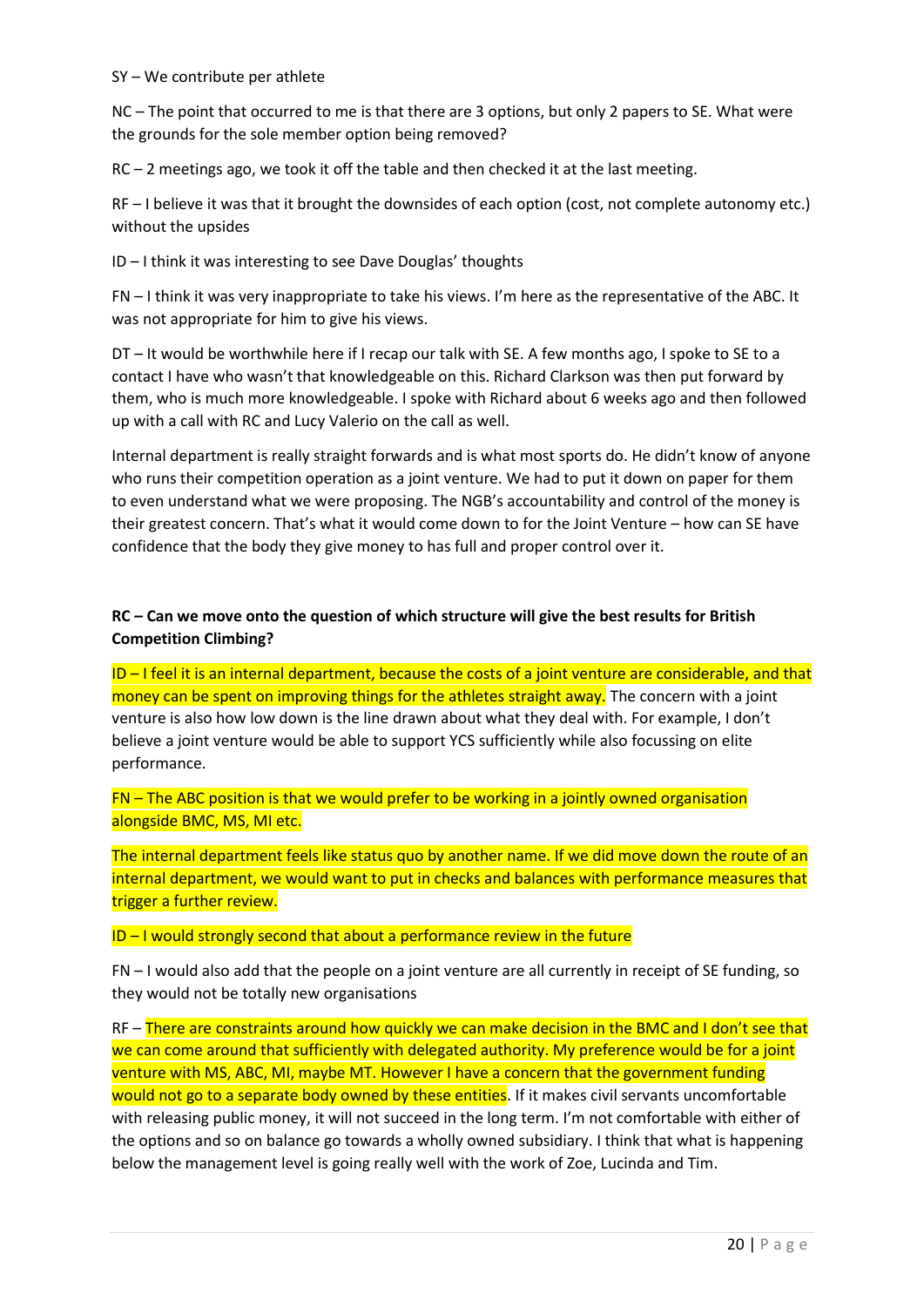SY – We contribute per athlete

NC – The point that occurred to me is that there are 3 options, but only 2 papers to SE. What were the grounds for the sole member option being removed?

RC – 2 meetings ago, we took it off the table and then checked it at the last meeting.

RF – I believe it was that it brought the downsides of each option (cost, not complete autonomy etc.) without the upsides

ID – I think it was interesting to see Dave Douglas' thoughts

FN – I think it was very inappropriate to take his views. I'm here as the representative of the ABC. It was not appropriate for him to give his views.

DT – It would be worthwhile here if I recap our talk with SE. A few months ago, I spoke to SE to a contact I have who wasn't that knowledgeable on this. Richard Clarkson was then put forward by them, who is much more knowledgeable. I spoke with Richard about 6 weeks ago and then followed up with a call with RC and Lucy Valerio on the call as well.

Internal department is really straight forwards and is what most sports do. He didn't know of anyone who runs their competition operation as a joint venture. We had to put it down on paper for them to even understand what we were proposing. The NGB's accountability and control of the money is their greatest concern. That's what it would come down to for the Joint Venture – how can SE have confidence that the body they give money to has full and proper control over it.

**RC – Can we move onto the question of which structure will give the best results for British Competition Climbing?**

ID – I feel it is an internal department, because the costs of a joint venture are considerable, and that money can be spent on improving things for the athletes straight away. The concern with a joint venture is also how low down is the line drawn about what they deal with. For example, I don't believe a joint venture would be able to support YCS sufficiently while also focussing on elite performance.

FN – The ABC position is that we would prefer to be working in a jointly owned organisation alongside BMC, MS, MI etc.

The internal department feels like status quo by another name. If we did move down the route of an internal department, we would want to put in checks and balances with performance measures that trigger a further review.

ID – I would strongly second that about a performance review in the future

FN – I would also add that the people on a joint venture are all currently in receipt of SE funding, so they would not be totally new organisations

RF – There are constraints around how quickly we can make decision in the BMC and I don't see that we can come around that sufficiently with delegated authority. My preference would be for a joint venture with MS, ABC, MI, maybe MT. However I have a concern that the government funding would not go to a separate body owned by these entities. If it makes civil servants uncomfortable with releasing public money, it will not succeed in the long term. I'm not comfortable with either of the options and so on balance go towards a wholly owned subsidiary. I think that what is happening below the management level is going really well with the work of Zoe, Lucinda and Tim.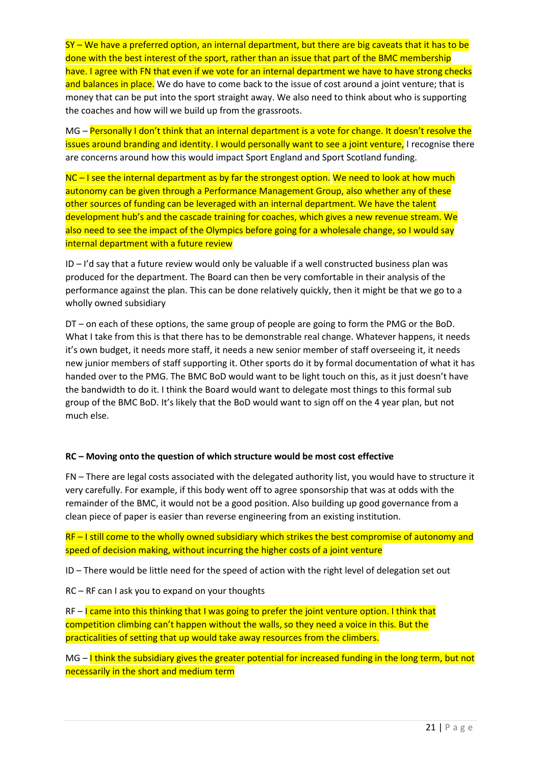SY – We have a preferred option, an internal department, but there are big caveats that it has to be done with the best interest of the sport, rather than an issue that part of the BMC membership have. I agree with FN that even if we vote for an internal department we have to have strong checks and balances in place. We do have to come back to the issue of cost around a joint venture; that is money that can be put into the sport straight away. We also need to think about who is supporting the coaches and how will we build up from the grassroots.

MG – Personally I don't think that an internal department is a vote for change. It doesn't resolve the issues around branding and identity. I would personally want to see a joint venture, I recognise there are concerns around how this would impact Sport England and Sport Scotland funding.

NC – I see the internal department as by far the strongest option. We need to look at how much autonomy can be given through a Performance Management Group, also whether any of these other sources of funding can be leveraged with an internal department. We have the talent development hub's and the cascade training for coaches, which gives a new revenue stream. We also need to see the impact of the Olympics before going for a wholesale change, so I would say internal department with a future review

ID – I'd say that a future review would only be valuable if a well constructed business plan was produced for the department. The Board can then be very comfortable in their analysis of the performance against the plan. This can be done relatively quickly, then it might be that we go to a wholly owned subsidiary

DT – on each of these options, the same group of people are going to form the PMG or the BoD. What I take from this is that there has to be demonstrable real change. Whatever happens, it needs it's own budget, it needs more staff, it needs a new senior member of staff overseeing it, it needs new junior members of staff supporting it. Other sports do it by formal documentation of what it has handed over to the PMG. The BMC BoD would want to be light touch on this, as it just doesn't have the bandwidth to do it. I think the Board would want to delegate most things to this formal sub group of the BMC BoD. It's likely that the BoD would want to sign off on the 4 year plan, but not much else.

**RC – Moving onto the question of which structure would be most cost effective**

FN – There are legal costs associated with the delegated authority list, you would have to structure it very carefully. For example, if this body went off to agree sponsorship that was at odds with the remainder of the BMC, it would not be a good position. Also building up good governance from a clean piece of paper is easier than reverse engineering from an existing institution.

RF – I still come to the wholly owned subsidiary which strikes the best compromise of autonomy and speed of decision making, without incurring the higher costs of a joint venture

ID – There would be little need for the speed of action with the right level of delegation set out

RC – RF can I ask you to expand on your thoughts

RF – I came into this thinking that I was going to prefer the joint venture option. I think that competition climbing can't happen without the walls, so they need a voice in this. But the practicalities of setting that up would take away resources from the climbers.

MG – I think the subsidiary gives the greater potential for increased funding in the long term, but not necessarily in the short and medium term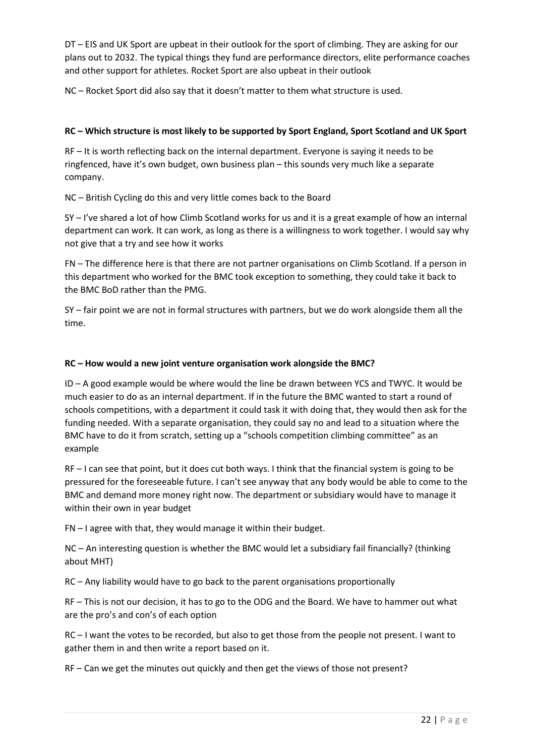DT – EIS and UK Sport are upbeat in their outlook for the sport of climbing. They are asking for our plans out to 2032. The typical things they fund are performance directors, elite performance coaches and other support for athletes. Rocket Sport are also upbeat in their outlook

NC – Rocket Sport did also say that it doesn't matter to them what structure is used.

**RC – Which structure is most likely to be supported by Sport England, Sport Scotland and UK Sport**

RF – It is worth reflecting back on the internal department. Everyone is saying it needs to be ringfenced, have it's own budget, own business plan – this sounds very much like a separate company.

NC – British Cycling do this and very little comes back to the Board

SY – I've shared a lot of how Climb Scotland works for us and it is a great example of how an internal department can work. It can work, as long as there is a willingness to work together. I would say why not give that a try and see how it works

FN – The difference here is that there are not partner organisations on Climb Scotland. If a person in this department who worked for the BMC took exception to something, they could take it back to the BMC BoD rather than the PMG.

SY – fair point we are not in formal structures with partners, but we do work alongside them all the time.

**RC – How would a new joint venture organisation work alongside the BMC?**

ID – A good example would be where would the line be drawn between YCS and TWYC. It would be much easier to do as an internal department. If in the future the BMC wanted to start a round of schools competitions, with a department it could task it with doing that, they would then ask for the funding needed. With a separate organisation, they could say no and lead to a situation where the BMC have to do it from scratch, setting up a "schools competition climbing committee" as an example

RF – I can see that point, but it does cut both ways. I think that the financial system is going to be pressured for the foreseeable future. I can't see anyway that any body would be able to come to the BMC and demand more money right now. The department or subsidiary would have to manage it within their own in year budget

FN – I agree with that, they would manage it within their budget.

NC – An interesting question is whether the BMC would let a subsidiary fail financially? (thinking about MHT)

RC – Any liability would have to go back to the parent organisations proportionally

RF – This is not our decision, it has to go to the ODG and the Board. We have to hammer out what are the pro's and con's of each option

RC – I want the votes to be recorded, but also to get those from the people not present. I want to gather them in and then write a report based on it.

RF – Can we get the minutes out quickly and then get the views of those not present?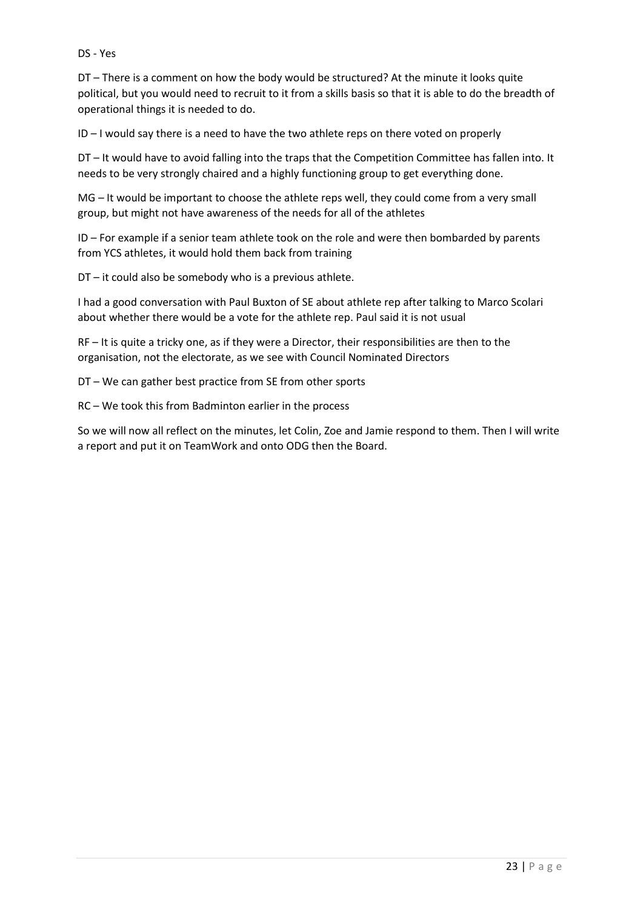DS - Yes

DT – There is a comment on how the body would be structured? At the minute it looks quite political, but you would need to recruit to it from a skills basis so that it is able to do the breadth of operational things it is needed to do.

ID – I would say there is a need to have the two athlete reps on there voted on properly

DT – It would have to avoid falling into the traps that the Competition Committee has fallen into. It needs to be very strongly chaired and a highly functioning group to get everything done.

MG – It would be important to choose the athlete reps well, they could come from a very small group, but might not have awareness of the needs for all of the athletes

ID – For example if a senior team athlete took on the role and were then bombarded by parents from YCS athletes, it would hold them back from training

DT – it could also be somebody who is a previous athlete.

I had a good conversation with Paul Buxton of SE about athlete rep after talking to Marco Scolari about whether there would be a vote for the athlete rep. Paul said it is not usual

RF – It is quite a tricky one, as if they were a Director, their responsibilities are then to the organisation, not the electorate, as we see with Council Nominated Directors

DT – We can gather best practice from SE from other sports

RC – We took this from Badminton earlier in the process

So we will now all reflect on the minutes, let Colin, Zoe and Jamie respond to them. Then I will write a report and put it on TeamWork and onto ODG then the Board.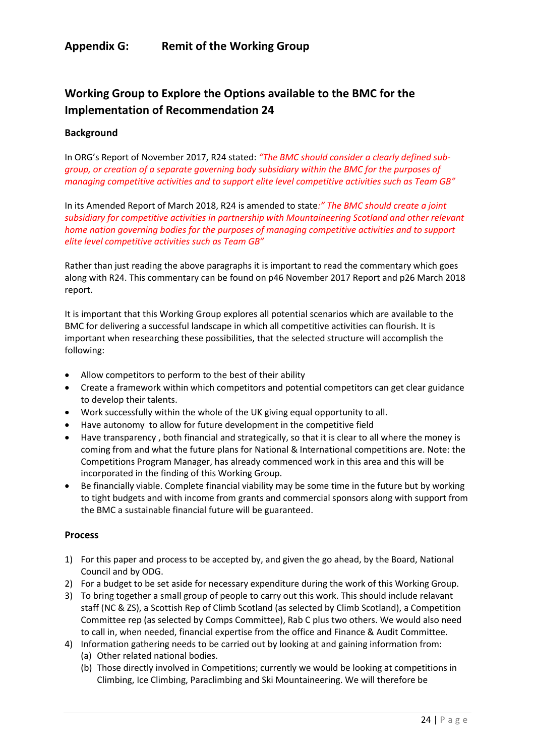## Appendix G: Remit of the Working Group

## Working Group to Explore the Options available to the BMC for the Implementation of Recommendation 24

### Background

In ORG's Report of November 2017, R24 stated: *"The BMC should consider a clearly defined sub-group, or creation of a separate governing body subsidiary within the BMC for the purposes of managing competitive activities and to support elite level competitive activities such as Team GB"*

In its Amended Report of March 2018, R24 is amended to state*:" The BMC should create a joint subsidiary for competitive activities in partnership with Mountaineering Scotland and other relevant home nation governing bodies for the purposes of managing competitive activities and to support elite level competitive activities such as Team GB"*

Rather than just reading the above paragraphs it is important to read the commentary which goes along with R24. This commentary can be found on p46 November 2017 Report and p26 March 2018 report.

It is important that this Working Group explores all potential scenarios which are available to the BMC for delivering a successful landscape in which all competitive activities can flourish. It is important when researching these possibilities, that the selected structure will accomplish the following:

- Allow competitors to perform to the best of their ability
- Create a framework within which competitors and potential competitors can get clear guidance to develop their talents.
- Work successfully within the whole of the UK giving equal opportunity to all.
- Have autonomy to allow for future development in the competitive field
- Have transparency , both financial and strategically, so that it is clear to all where the money is coming from and what the future plans for National & International competitions are. Note: the Competitions Program Manager, has already commenced work in this area and this will be incorporated in the finding of this Working Group.
- Be financially viable. Complete financial viability may be some time in the future but by working to tight budgets and with income from grants and commercial sponsors along with support from the BMC a sustainable financial future will be guaranteed.

### Process

1) For this paper and process to be accepted by, and given the go ahead, by the Board, National Council and by ODG.
2) For a budget to be set aside for necessary expenditure during the work of this Working Group.
3) To bring together a small group of people to carry out this work. This should include relavant staff (NC & ZS), a Scottish Rep of Climb Scotland (as selected by Climb Scotland), a Competition Committee rep (as selected by Comps Committee), Rab C plus two others. We would also need to call in, when needed, financial expertise from the office and Finance & Audit Committee.
4) Information gathering needs to be carried out by looking at and gaining information from:
   (a) Other related national bodies.
   (b) Those directly involved in Competitions; currently we would be looking at competitions in Climbing, Ice Climbing, Paraclimbing and Ski Mountaineering. We will therefore be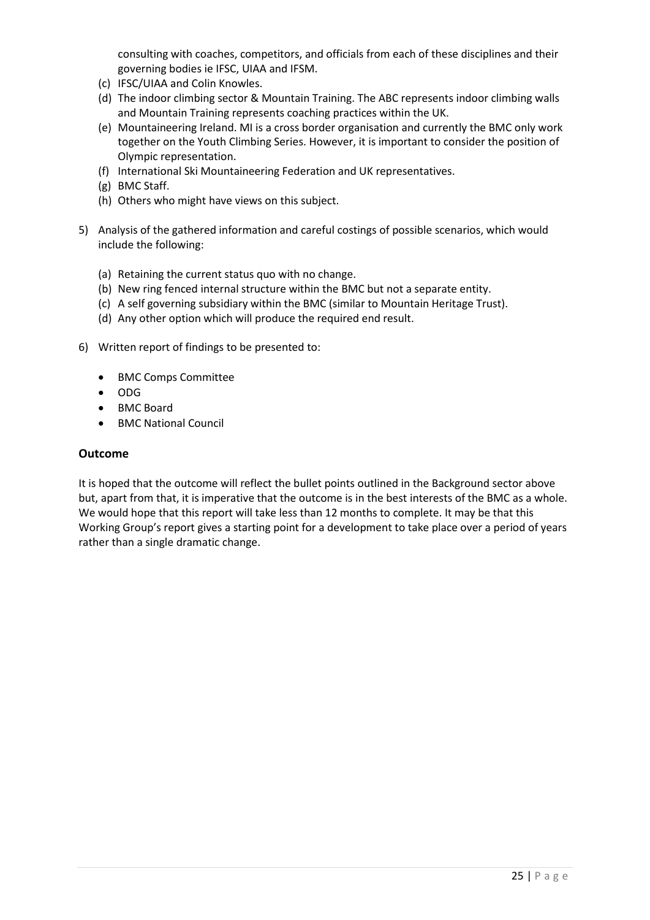consulting with coaches, competitors, and officials from each of these disciplines and their governing bodies ie IFSC, UIAA and IFSM.

(c) IFSC/UIAA and Colin Knowles.
(d) The indoor climbing sector & Mountain Training. The ABC represents indoor climbing walls and Mountain Training represents coaching practices within the UK.
(e) Mountaineering Ireland. MI is a cross border organisation and currently the BMC only work together on the Youth Climbing Series. However, it is important to consider the position of Olympic representation.
(f) International Ski Mountaineering Federation and UK representatives.
(g) BMC Staff.
(h) Others who might have views on this subject.

5) Analysis of the gathered information and careful costings of possible scenarios, which would include the following:

   (a) Retaining the current status quo with no change.
   (b) New ring fenced internal structure within the BMC but not a separate entity.
   (c) A self governing subsidiary within the BMC (similar to Mountain Heritage Trust).
   (d) Any other option which will produce the required end result.

6) Written report of findings to be presented to:

   - BMC Comps Committee
   - ODG
   - BMC Board
   - BMC National Council

### Outcome

It is hoped that the outcome will reflect the bullet points outlined in the Background sector above but, apart from that, it is imperative that the outcome is in the best interests of the BMC as a whole. We would hope that this report will take less than 12 months to complete. It may be that this Working Group's report gives a starting point for a development to take place over a period of years rather than a single dramatic change.